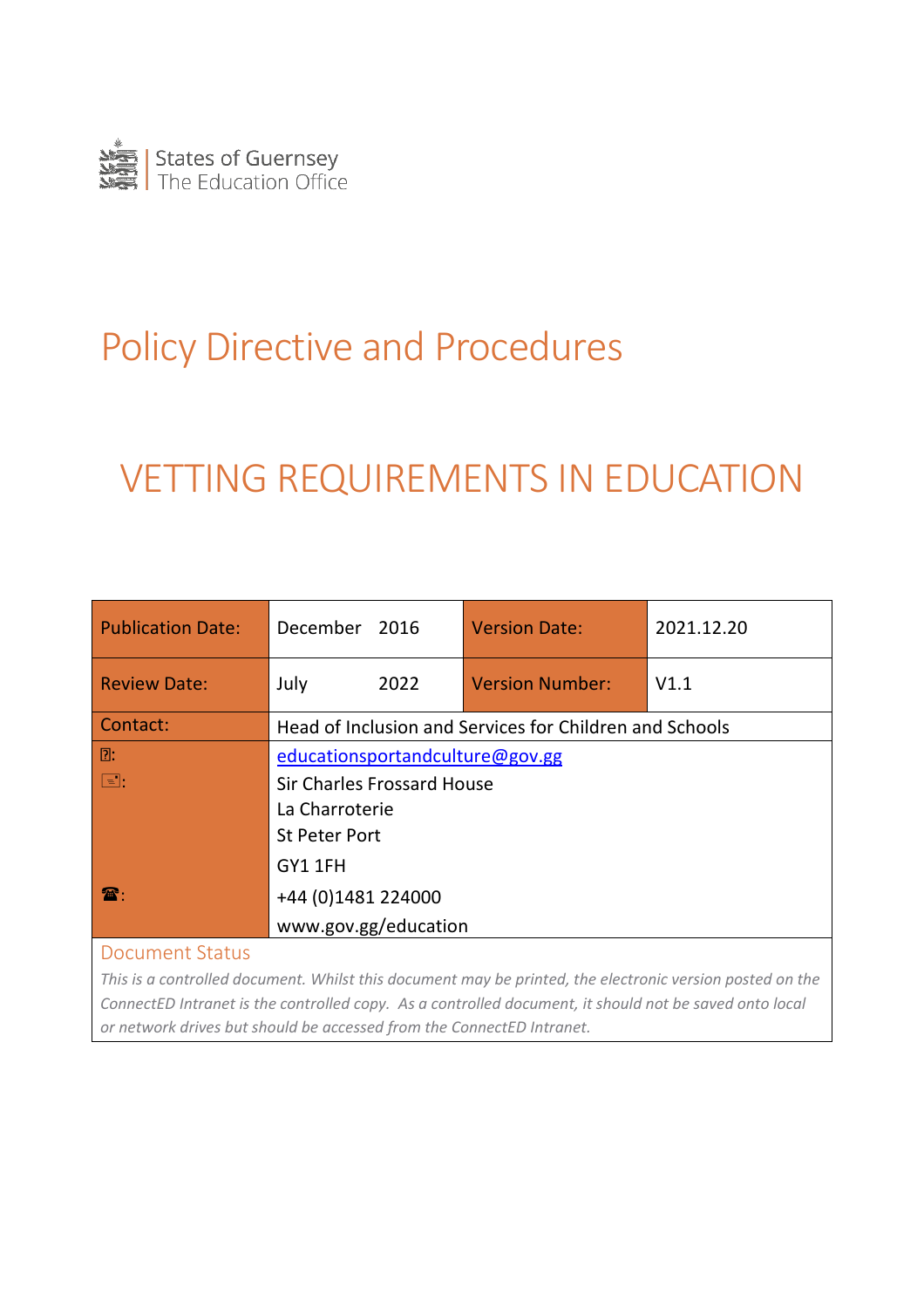States of Guernsey
The Education Office

# Policy Directive and Procedures

# VETTING REQUIREMENTS IN EDUCATION

| Publication Date: | December 2016 | Version Date: | 2021.12.20 |
|---|---|---|---|
| Review Date: | July 2022 | Version Number: | V1.1 |
| Contact: | Head of Inclusion and Services for Children and Schools | | |
| : | educationsportandculture@gov.gg | | |
| : | Sir Charles Frossard House<br>La Charroterie<br>St Peter Port<br>GY1 1FH | | |
| ☎: | +44 (0)1481 224000<br>www.gov.gg/education | | |

## Document Status

*This is a controlled document. Whilst this document may be printed, the electronic version posted on the ConnectED Intranet is the controlled copy. As a controlled document, it should not be saved onto local or network drives but should be accessed from the ConnectED Intranet.*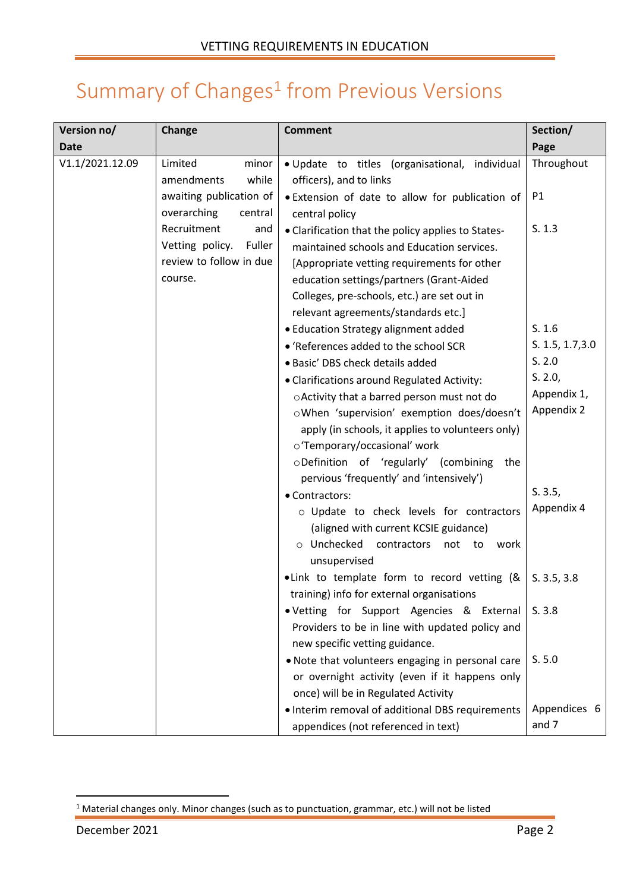# Summary of Changes[1] from Previous Versions

| Version no/ Date | Change | Comment | Section/ Page |
|---|---|---|---|
| V1.1/2021.12.09 | Limited minor amendments while awaiting publication of overarching central Recruitment and Vetting policy. Fuller review to follow in due course. | • Update to titles (organisational, individual officers), and to links | Throughout |
| | | • Extension of date to allow for publication of central policy | P1 |
| | | • Clarification that the policy applies to States-maintained schools and Education services. [Appropriate vetting requirements for other education settings/partners (Grant-Aided Colleges, pre-schools, etc.) are set out in relevant agreements/standards etc.] | S. 1.3 |
| | | • Education Strategy alignment added | S. 1.6 |
| | | • 'References added to the school SCR | S. 1.5, 1.7,3.0 |
| | | • Basic' DBS check details added | S. 2.0 |
| | | • Clarifications around Regulated Activity:<br>○ Activity that a barred person must not do<br>○ When 'supervision' exemption does/doesn't apply (in schools, it applies to volunteers only)<br>○ 'Temporary/occasional' work<br>○ Definition of 'regularly' (combining the pervious 'frequently' and 'intensively') | S. 2.0, Appendix 1, Appendix 2 |
| | | • Contractors:<br>○ Update to check levels for contractors (aligned with current KCSIE guidance)<br>○ Unchecked contractors not to work unsupervised | S. 3.5, Appendix 4 |
| | | • Link to template form to record vetting (& training) info for external organisations | S. 3.5, 3.8 |
| | | • Vetting for Support Agencies & External Providers to be in line with updated policy and new specific vetting guidance. | S. 3.8 |
| | | • Note that volunteers engaging in personal care or overnight activity (even if it happens only once) will be in Regulated Activity | S. 5.0 |
| | | • Interim removal of additional DBS requirements appendices (not referenced in text) | Appendices 6 and 7 |

[1] Material changes only. Minor changes (such as to punctuation, grammar, etc.) will not be listed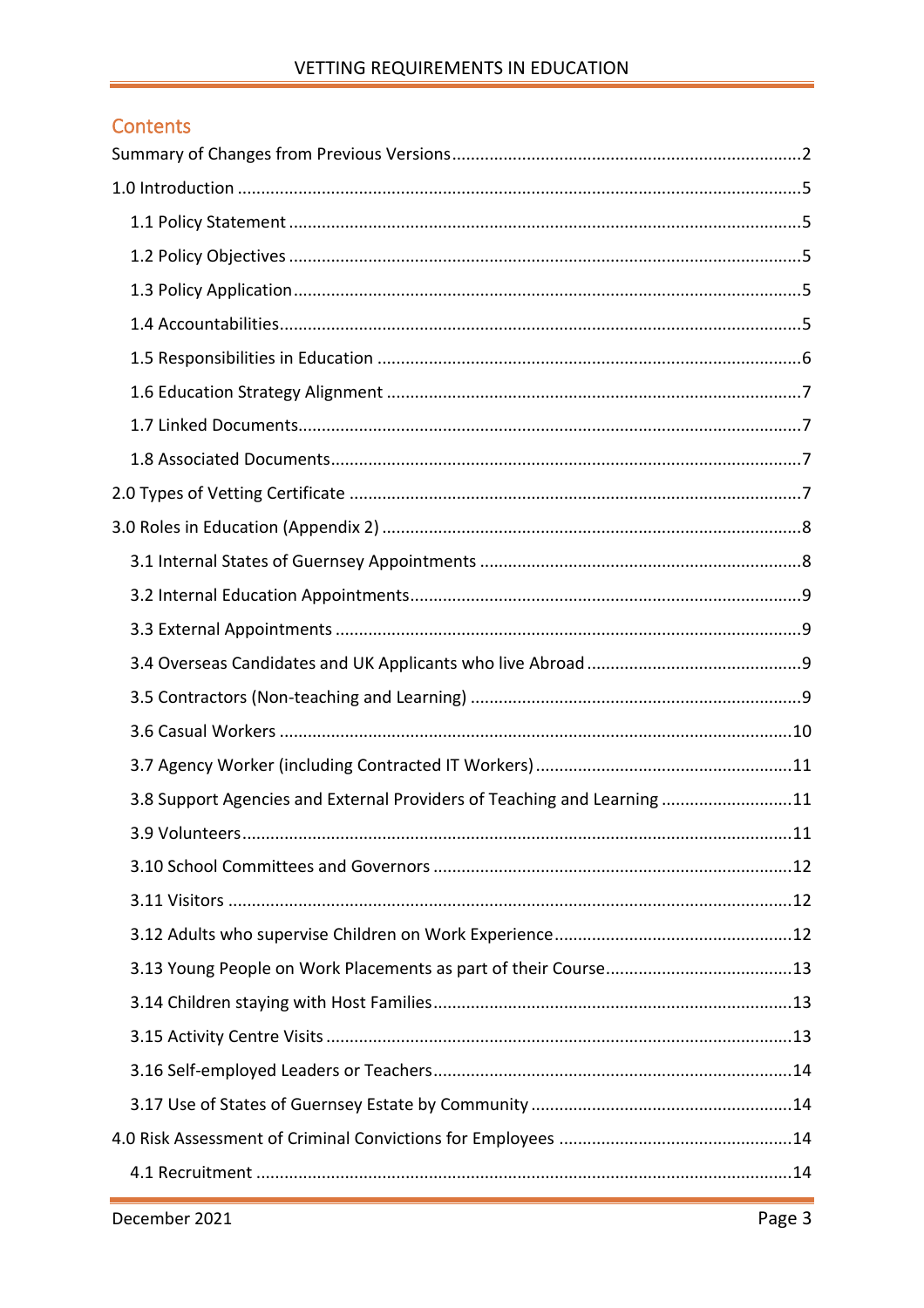## Contents

Summary of Changes from Previous Versions ........................................................................2

1.0 Introduction ....................................................................................................................5

- 1.1 Policy Statement ........................................................................................................5
- 1.2 Policy Objectives ........................................................................................................5
- 1.3 Policy Application........................................................................................................5
- 1.4 Accountabilities...........................................................................................................5
- 1.5 Responsibilities in Education .......................................................................................6
- 1.6 Education Strategy Alignment ......................................................................................7
- 1.7 Linked Documents........................................................................................................7
- 1.8 Associated Documents..................................................................................................7

2.0 Types of Vetting Certificate ..............................................................................................7

3.0 Roles in Education (Appendix 2) .......................................................................................8

- 3.1 Internal States of Guernsey Appointments ...................................................................8
- 3.2 Internal Education Appointments.................................................................................9
- 3.3 External Appointments .................................................................................................9
- 3.4 Overseas Candidates and UK Applicants who live Abroad ............................................9
- 3.5 Contractors (Non-teaching and Learning) ....................................................................9
- 3.6 Casual Workers ..........................................................................................................10
- 3.7 Agency Worker (including Contracted IT Workers) ......................................................11
- 3.8 Support Agencies and External Providers of Teaching and Learning ...........................11
- 3.9 Volunteers..................................................................................................................11
- 3.10 School Committees and Governors ..........................................................................12
- 3.11 Visitors .....................................................................................................................12
- 3.12 Adults who supervise Children on Work Experience.................................................12
- 3.13 Young People on Work Placements as part of their Course........................................13
- 3.14 Children staying with Host Families...........................................................................13
- 3.15 Activity Centre Visits .................................................................................................13
- 3.16 Self-employed Leaders or Teachers...........................................................................14
- 3.17 Use of States of Guernsey Estate by Community ......................................................14

4.0 Risk Assessment of Criminal Convictions for Employees .................................................14

- 4.1 Recruitment ...............................................................................................................14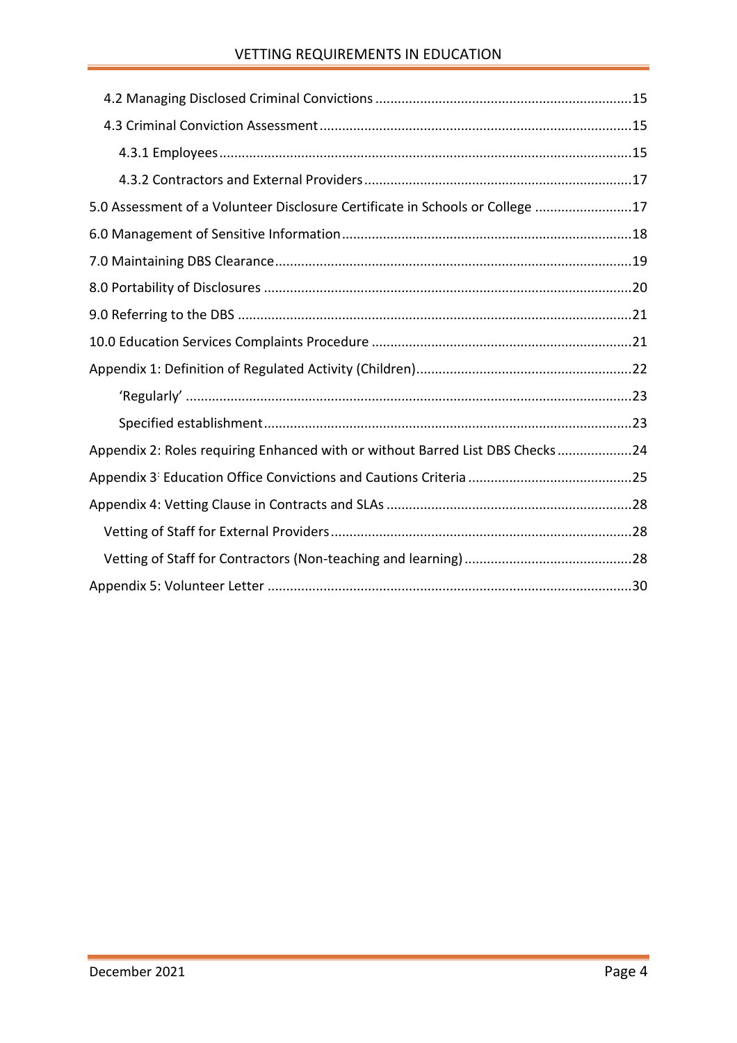- 4.2 Managing Disclosed Criminal Convictions ....................................................................15
- 4.3 Criminal Conviction Assessment ..................................................................................15
  - 4.3.1 Employees ..............................................................................................................15
  - 4.3.2 Contractors and External Providers .......................................................................17

5.0 Assessment of a Volunteer Disclosure Certificate in Schools or College ..........................17

6.0 Management of Sensitive Information .............................................................................18

7.0 Maintaining DBS Clearance ..............................................................................................19

8.0 Portability of Disclosures ..................................................................................................20

9.0 Referring to the DBS .........................................................................................................21

10.0 Education Services Complaints Procedure .....................................................................21

Appendix 1: Definition of Regulated Activity (Children) .........................................................22

- 'Regularly' .......................................................................................................................23
- Specified establishment ..................................................................................................23

Appendix 2: Roles requiring Enhanced with or without Barred List DBS Checks ....................24

Appendix 3: Education Office Convictions and Cautions Criteria ............................................25

Appendix 4: Vetting Clause in Contracts and SLAs .................................................................28

- Vetting of Staff for External Providers ................................................................................28
- Vetting of Staff for Contractors (Non-teaching and learning) .............................................28

Appendix 5: Volunteer Letter .................................................................................................30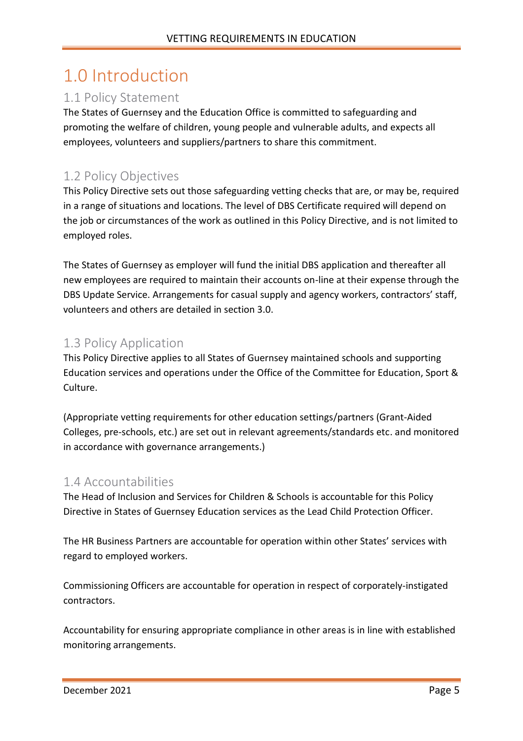# 1.0 Introduction

## 1.1 Policy Statement

The States of Guernsey and the Education Office is committed to safeguarding and promoting the welfare of children, young people and vulnerable adults, and expects all employees, volunteers and suppliers/partners to share this commitment.

## 1.2 Policy Objectives

This Policy Directive sets out those safeguarding vetting checks that are, or may be, required in a range of situations and locations. The level of DBS Certificate required will depend on the job or circumstances of the work as outlined in this Policy Directive, and is not limited to employed roles.

The States of Guernsey as employer will fund the initial DBS application and thereafter all new employees are required to maintain their accounts on-line at their expense through the DBS Update Service. Arrangements for casual supply and agency workers, contractors' staff, volunteers and others are detailed in section 3.0.

## 1.3 Policy Application

This Policy Directive applies to all States of Guernsey maintained schools and supporting Education services and operations under the Office of the Committee for Education, Sport & Culture.

(Appropriate vetting requirements for other education settings/partners (Grant-Aided Colleges, pre-schools, etc.) are set out in relevant agreements/standards etc. and monitored in accordance with governance arrangements.)

## 1.4 Accountabilities

The Head of Inclusion and Services for Children & Schools is accountable for this Policy Directive in States of Guernsey Education services as the Lead Child Protection Officer.

The HR Business Partners are accountable for operation within other States' services with regard to employed workers.

Commissioning Officers are accountable for operation in respect of corporately-instigated contractors.

Accountability for ensuring appropriate compliance in other areas is in line with established monitoring arrangements.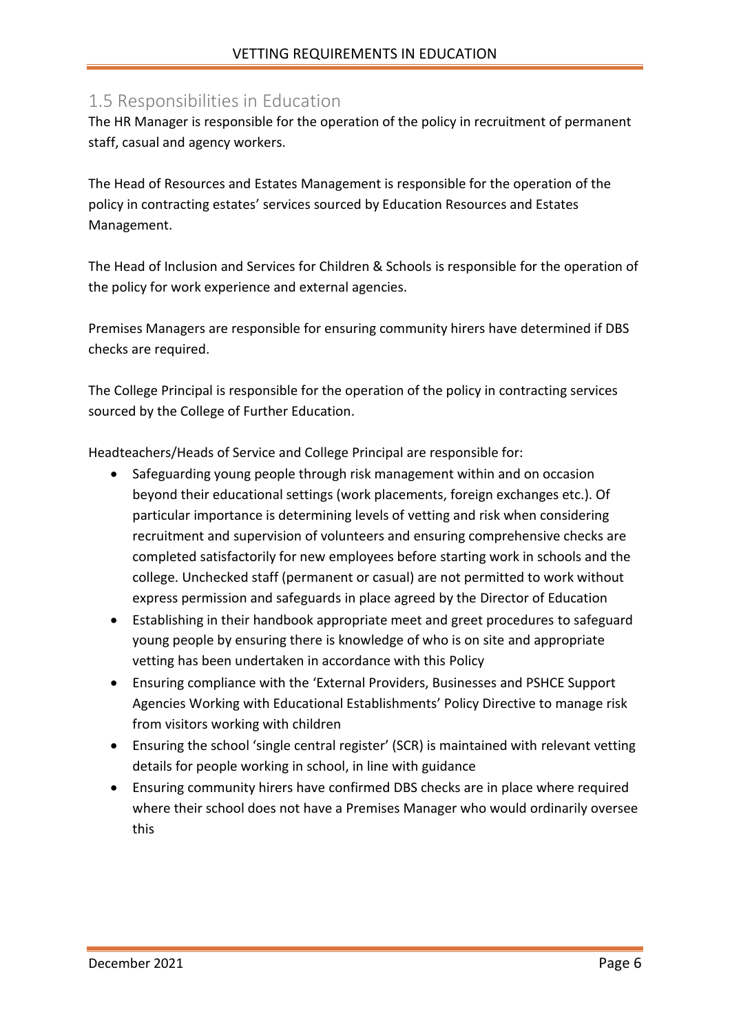## 1.5 Responsibilities in Education

The HR Manager is responsible for the operation of the policy in recruitment of permanent staff, casual and agency workers.

The Head of Resources and Estates Management is responsible for the operation of the policy in contracting estates' services sourced by Education Resources and Estates Management.

The Head of Inclusion and Services for Children & Schools is responsible for the operation of the policy for work experience and external agencies.

Premises Managers are responsible for ensuring community hirers have determined if DBS checks are required.

The College Principal is responsible for the operation of the policy in contracting services sourced by the College of Further Education.

Headteachers/Heads of Service and College Principal are responsible for:

- Safeguarding young people through risk management within and on occasion beyond their educational settings (work placements, foreign exchanges etc.). Of particular importance is determining levels of vetting and risk when considering recruitment and supervision of volunteers and ensuring comprehensive checks are completed satisfactorily for new employees before starting work in schools and the college. Unchecked staff (permanent or casual) are not permitted to work without express permission and safeguards in place agreed by the Director of Education
- Establishing in their handbook appropriate meet and greet procedures to safeguard young people by ensuring there is knowledge of who is on site and appropriate vetting has been undertaken in accordance with this Policy
- Ensuring compliance with the 'External Providers, Businesses and PSHCE Support Agencies Working with Educational Establishments' Policy Directive to manage risk from visitors working with children
- Ensuring the school 'single central register' (SCR) is maintained with relevant vetting details for people working in school, in line with guidance
- Ensuring community hirers have confirmed DBS checks are in place where required where their school does not have a Premises Manager who would ordinarily oversee this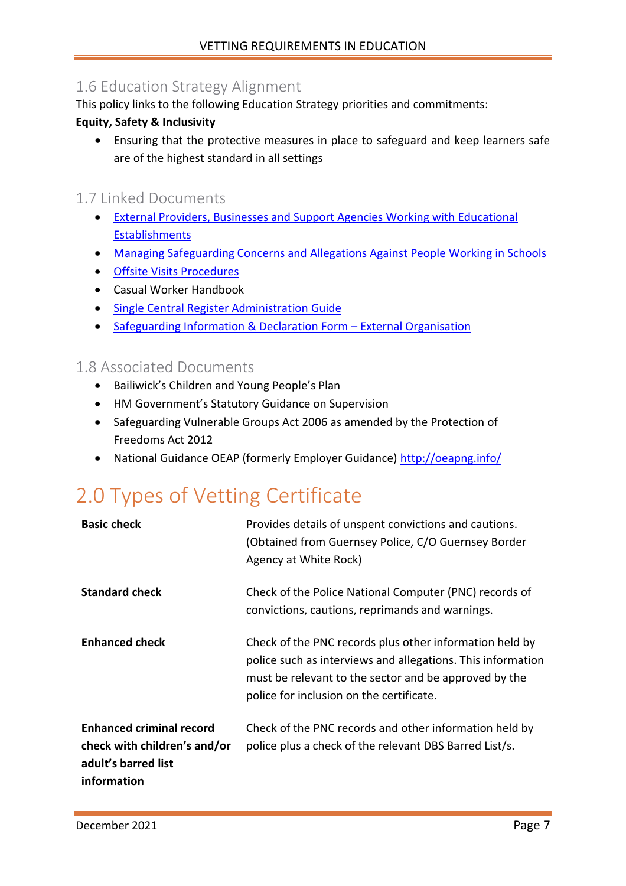### 1.6 Education Strategy Alignment

This policy links to the following Education Strategy priorities and commitments:

**Equity, Safety & Inclusivity**

- Ensuring that the protective measures in place to safeguard and keep learners safe are of the highest standard in all settings

### 1.7 Linked Documents

- External Providers, Businesses and Support Agencies Working with Educational Establishments
- Managing Safeguarding Concerns and Allegations Against People Working in Schools
- Offsite Visits Procedures
- Casual Worker Handbook
- Single Central Register Administration Guide
- Safeguarding Information & Declaration Form – External Organisation

### 1.8 Associated Documents

- Bailiwick's Children and Young People's Plan
- HM Government's Statutory Guidance on Supervision
- Safeguarding Vulnerable Groups Act 2006 as amended by the Protection of Freedoms Act 2012
- National Guidance OEAP (formerly Employer Guidance) http://oeapng.info/

## 2.0 Types of Vetting Certificate

| | |
|---|---|
| **Basic check** | Provides details of unspent convictions and cautions. (Obtained from Guernsey Police, C/O Guernsey Border Agency at White Rock) |
| **Standard check** | Check of the Police National Computer (PNC) records of convictions, cautions, reprimands and warnings. |
| **Enhanced check** | Check of the PNC records plus other information held by police such as interviews and allegations. This information must be relevant to the sector and be approved by the police for inclusion on the certificate. |
| **Enhanced criminal record check with children's and/or adult's barred list information** | Check of the PNC records and other information held by police plus a check of the relevant DBS Barred List/s. |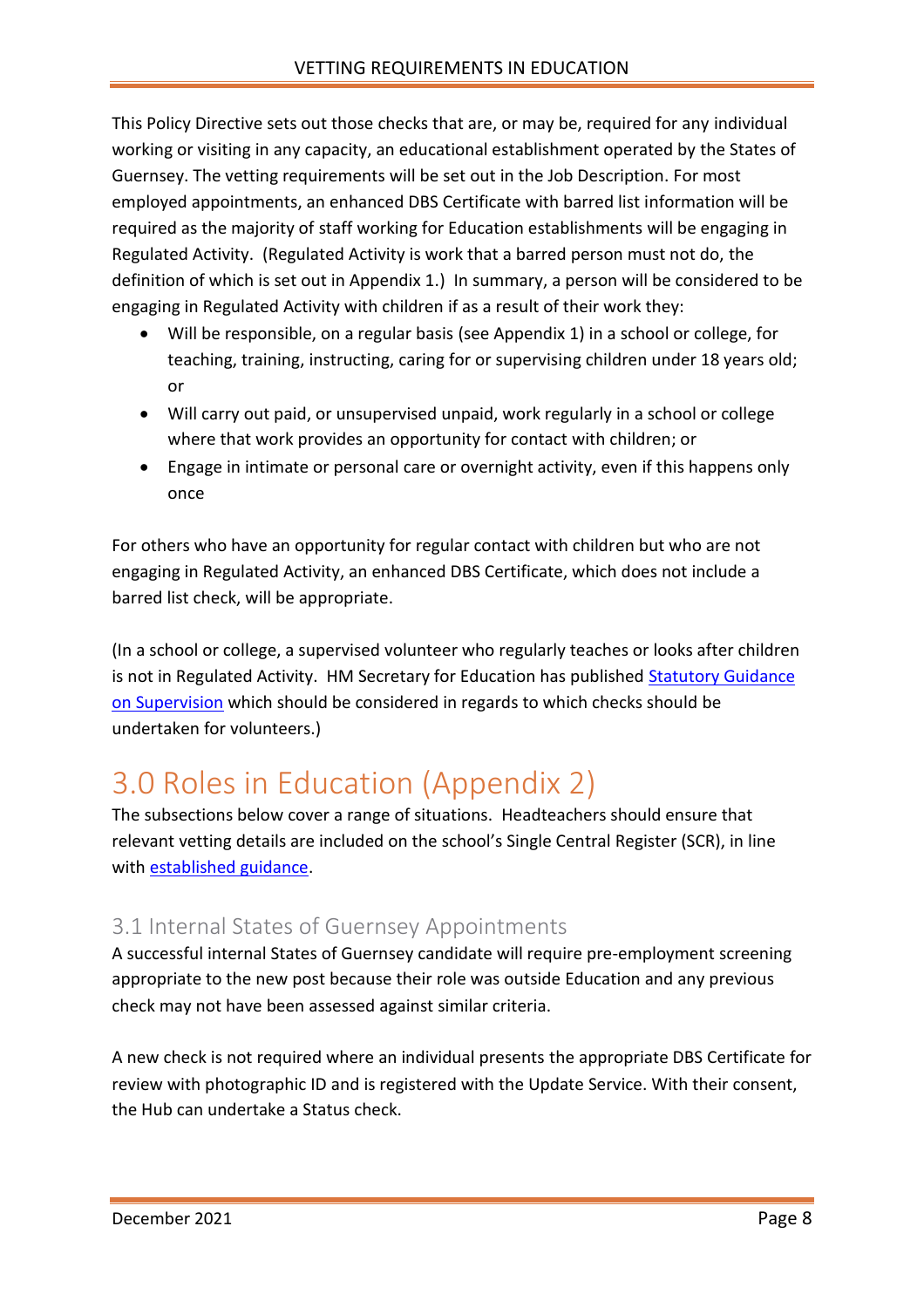This Policy Directive sets out those checks that are, or may be, required for any individual working or visiting in any capacity, an educational establishment operated by the States of Guernsey. The vetting requirements will be set out in the Job Description. For most employed appointments, an enhanced DBS Certificate with barred list information will be required as the majority of staff working for Education establishments will be engaging in Regulated Activity. (Regulated Activity is work that a barred person must not do, the definition of which is set out in Appendix 1.) In summary, a person will be considered to be engaging in Regulated Activity with children if as a result of their work they:

- Will be responsible, on a regular basis (see Appendix 1) in a school or college, for teaching, training, instructing, caring for or supervising children under 18 years old; or
- Will carry out paid, or unsupervised unpaid, work regularly in a school or college where that work provides an opportunity for contact with children; or
- Engage in intimate or personal care or overnight activity, even if this happens only once

For others who have an opportunity for regular contact with children but who are not engaging in Regulated Activity, an enhanced DBS Certificate, which does not include a barred list check, will be appropriate.

(In a school or college, a supervised volunteer who regularly teaches or looks after children is not in Regulated Activity. HM Secretary for Education has published Statutory Guidance on Supervision which should be considered in regards to which checks should be undertaken for volunteers.)

# 3.0 Roles in Education (Appendix 2)

The subsections below cover a range of situations. Headteachers should ensure that relevant vetting details are included on the school's Single Central Register (SCR), in line with established guidance.

## 3.1 Internal States of Guernsey Appointments

A successful internal States of Guernsey candidate will require pre-employment screening appropriate to the new post because their role was outside Education and any previous check may not have been assessed against similar criteria.

A new check is not required where an individual presents the appropriate DBS Certificate for review with photographic ID and is registered with the Update Service. With their consent, the Hub can undertake a Status check.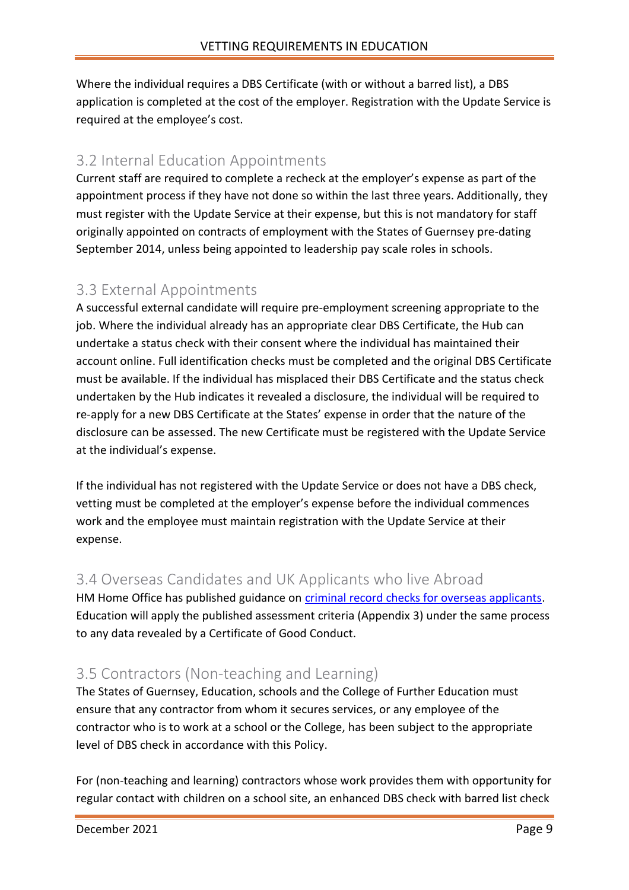Where the individual requires a DBS Certificate (with or without a barred list), a DBS application is completed at the cost of the employer. Registration with the Update Service is required at the employee's cost.

## 3.2 Internal Education Appointments

Current staff are required to complete a recheck at the employer's expense as part of the appointment process if they have not done so within the last three years. Additionally, they must register with the Update Service at their expense, but this is not mandatory for staff originally appointed on contracts of employment with the States of Guernsey pre-dating September 2014, unless being appointed to leadership pay scale roles in schools.

## 3.3 External Appointments

A successful external candidate will require pre-employment screening appropriate to the job. Where the individual already has an appropriate clear DBS Certificate, the Hub can undertake a status check with their consent where the individual has maintained their account online. Full identification checks must be completed and the original DBS Certificate must be available. If the individual has misplaced their DBS Certificate and the status check undertaken by the Hub indicates it revealed a disclosure, the individual will be required to re-apply for a new DBS Certificate at the States' expense in order that the nature of the disclosure can be assessed. The new Certificate must be registered with the Update Service at the individual's expense.

If the individual has not registered with the Update Service or does not have a DBS check, vetting must be completed at the employer's expense before the individual commences work and the employee must maintain registration with the Update Service at their expense.

## 3.4 Overseas Candidates and UK Applicants who live Abroad

HM Home Office has published guidance on criminal record checks for overseas applicants. Education will apply the published assessment criteria (Appendix 3) under the same process to any data revealed by a Certificate of Good Conduct.

## 3.5 Contractors (Non-teaching and Learning)

The States of Guernsey, Education, schools and the College of Further Education must ensure that any contractor from whom it secures services, or any employee of the contractor who is to work at a school or the College, has been subject to the appropriate level of DBS check in accordance with this Policy.

For (non-teaching and learning) contractors whose work provides them with opportunity for regular contact with children on a school site, an enhanced DBS check with barred list check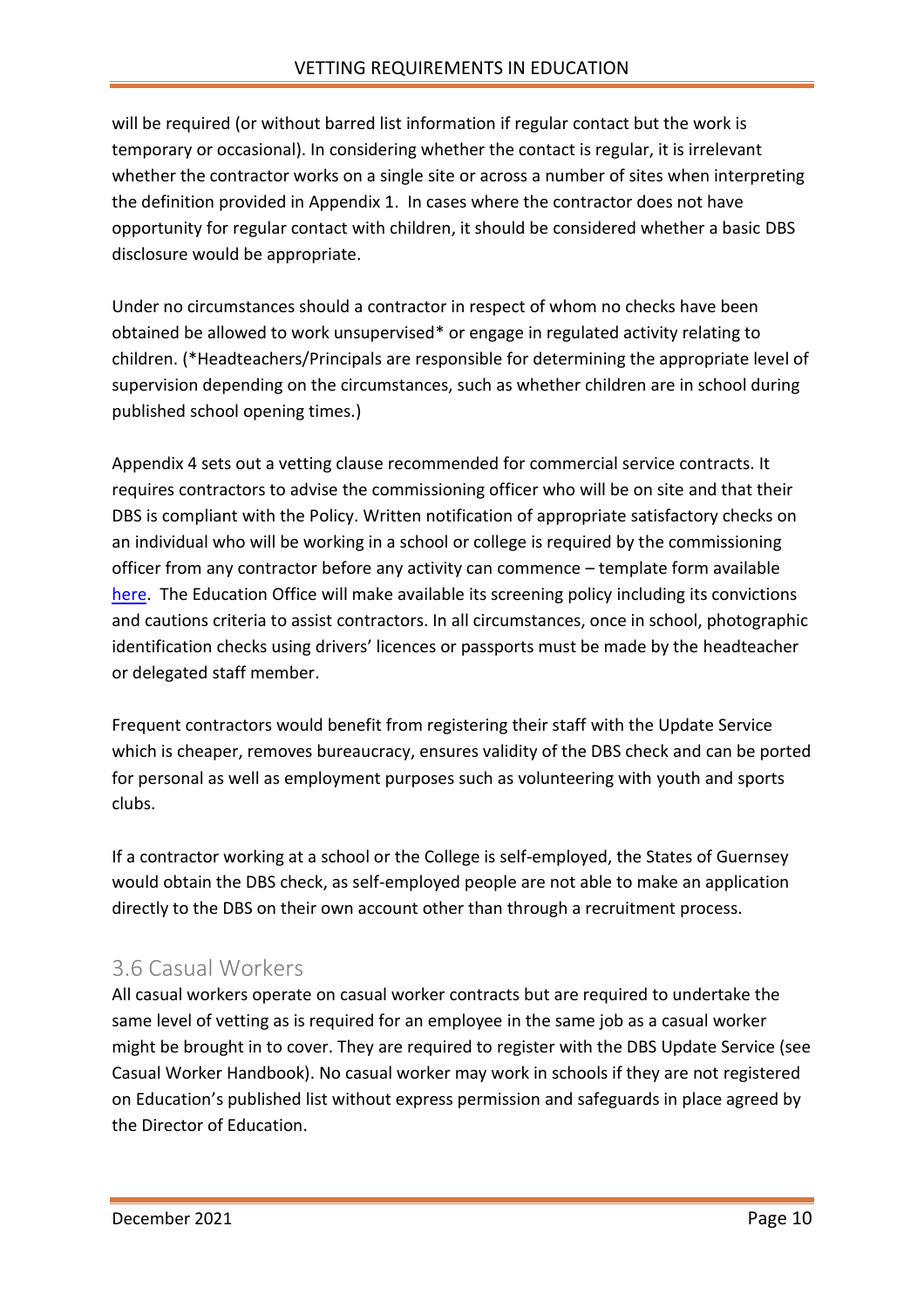will be required (or without barred list information if regular contact but the work is temporary or occasional). In considering whether the contact is regular, it is irrelevant whether the contractor works on a single site or across a number of sites when interpreting the definition provided in Appendix 1. In cases where the contractor does not have opportunity for regular contact with children, it should be considered whether a basic DBS disclosure would be appropriate.

Under no circumstances should a contractor in respect of whom no checks have been obtained be allowed to work unsupervised* or engage in regulated activity relating to children. (*Headteachers/Principals are responsible for determining the appropriate level of supervision depending on the circumstances, such as whether children are in school during published school opening times.)

Appendix 4 sets out a vetting clause recommended for commercial service contracts. It requires contractors to advise the commissioning officer who will be on site and that their DBS is compliant with the Policy. Written notification of appropriate satisfactory checks on an individual who will be working in a school or college is required by the commissioning officer from any contractor before any activity can commence – template form available here. The Education Office will make available its screening policy including its convictions and cautions criteria to assist contractors. In all circumstances, once in school, photographic identification checks using drivers' licences or passports must be made by the headteacher or delegated staff member.

Frequent contractors would benefit from registering their staff with the Update Service which is cheaper, removes bureaucracy, ensures validity of the DBS check and can be ported for personal as well as employment purposes such as volunteering with youth and sports clubs.

If a contractor working at a school or the College is self-employed, the States of Guernsey would obtain the DBS check, as self-employed people are not able to make an application directly to the DBS on their own account other than through a recruitment process.

## 3.6 Casual Workers

All casual workers operate on casual worker contracts but are required to undertake the same level of vetting as is required for an employee in the same job as a casual worker might be brought in to cover. They are required to register with the DBS Update Service (see Casual Worker Handbook). No casual worker may work in schools if they are not registered on Education's published list without express permission and safeguards in place agreed by the Director of Education.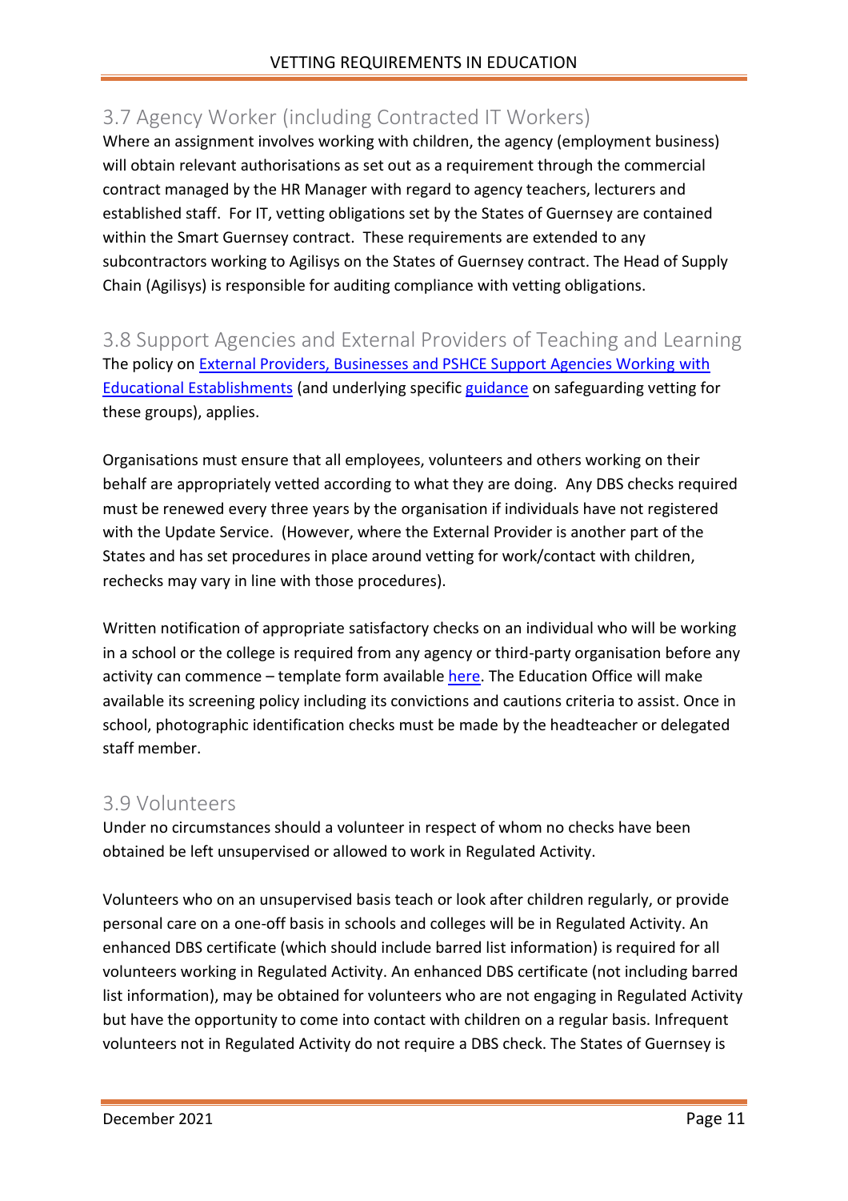## 3.7 Agency Worker (including Contracted IT Workers)

Where an assignment involves working with children, the agency (employment business) will obtain relevant authorisations as set out as a requirement through the commercial contract managed by the HR Manager with regard to agency teachers, lecturers and established staff. For IT, vetting obligations set by the States of Guernsey are contained within the Smart Guernsey contract. These requirements are extended to any subcontractors working to Agilisys on the States of Guernsey contract. The Head of Supply Chain (Agilisys) is responsible for auditing compliance with vetting obligations.

## 3.8 Support Agencies and External Providers of Teaching and Learning

The policy on External Providers, Businesses and PSHCE Support Agencies Working with Educational Establishments (and underlying specific guidance on safeguarding vetting for these groups), applies.

Organisations must ensure that all employees, volunteers and others working on their behalf are appropriately vetted according to what they are doing. Any DBS checks required must be renewed every three years by the organisation if individuals have not registered with the Update Service. (However, where the External Provider is another part of the States and has set procedures in place around vetting for work/contact with children, rechecks may vary in line with those procedures).

Written notification of appropriate satisfactory checks on an individual who will be working in a school or the college is required from any agency or third-party organisation before any activity can commence – template form available here. The Education Office will make available its screening policy including its convictions and cautions criteria to assist. Once in school, photographic identification checks must be made by the headteacher or delegated staff member.

## 3.9 Volunteers

Under no circumstances should a volunteer in respect of whom no checks have been obtained be left unsupervised or allowed to work in Regulated Activity.

Volunteers who on an unsupervised basis teach or look after children regularly, or provide personal care on a one-off basis in schools and colleges will be in Regulated Activity. An enhanced DBS certificate (which should include barred list information) is required for all volunteers working in Regulated Activity. An enhanced DBS certificate (not including barred list information), may be obtained for volunteers who are not engaging in Regulated Activity but have the opportunity to come into contact with children on a regular basis. Infrequent volunteers not in Regulated Activity do not require a DBS check. The States of Guernsey is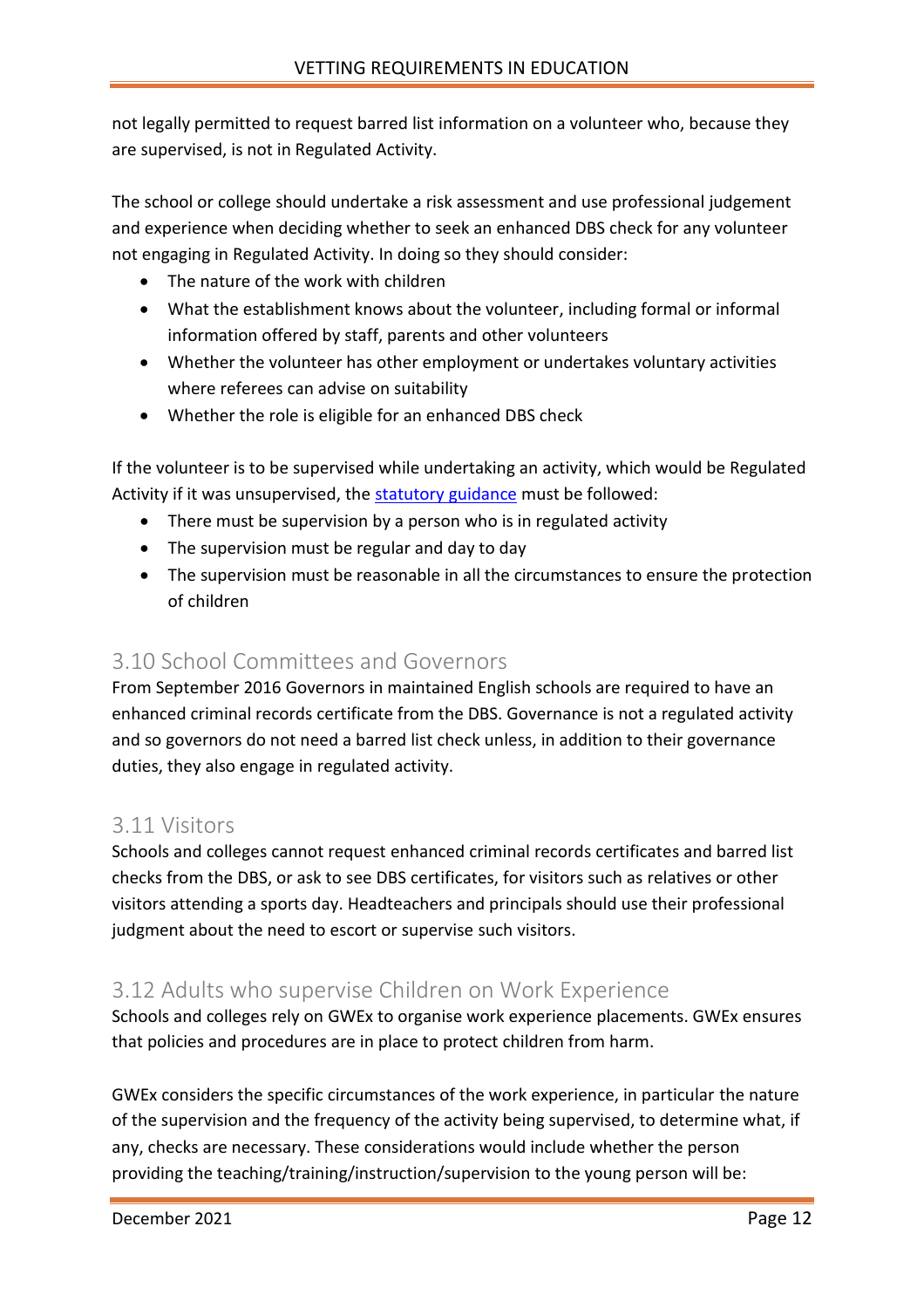not legally permitted to request barred list information on a volunteer who, because they are supervised, is not in Regulated Activity.

The school or college should undertake a risk assessment and use professional judgement and experience when deciding whether to seek an enhanced DBS check for any volunteer not engaging in Regulated Activity. In doing so they should consider:

- The nature of the work with children
- What the establishment knows about the volunteer, including formal or informal information offered by staff, parents and other volunteers
- Whether the volunteer has other employment or undertakes voluntary activities where referees can advise on suitability
- Whether the role is eligible for an enhanced DBS check

If the volunteer is to be supervised while undertaking an activity, which would be Regulated Activity if it was unsupervised, the statutory guidance must be followed:

- There must be supervision by a person who is in regulated activity
- The supervision must be regular and day to day
- The supervision must be reasonable in all the circumstances to ensure the protection of children

## 3.10 School Committees and Governors

From September 2016 Governors in maintained English schools are required to have an enhanced criminal records certificate from the DBS. Governance is not a regulated activity and so governors do not need a barred list check unless, in addition to their governance duties, they also engage in regulated activity.

## 3.11 Visitors

Schools and colleges cannot request enhanced criminal records certificates and barred list checks from the DBS, or ask to see DBS certificates, for visitors such as relatives or other visitors attending a sports day. Headteachers and principals should use their professional judgment about the need to escort or supervise such visitors.

## 3.12 Adults who supervise Children on Work Experience

Schools and colleges rely on GWEx to organise work experience placements. GWEx ensures that policies and procedures are in place to protect children from harm.

GWEx considers the specific circumstances of the work experience, in particular the nature of the supervision and the frequency of the activity being supervised, to determine what, if any, checks are necessary. These considerations would include whether the person providing the teaching/training/instruction/supervision to the young person will be: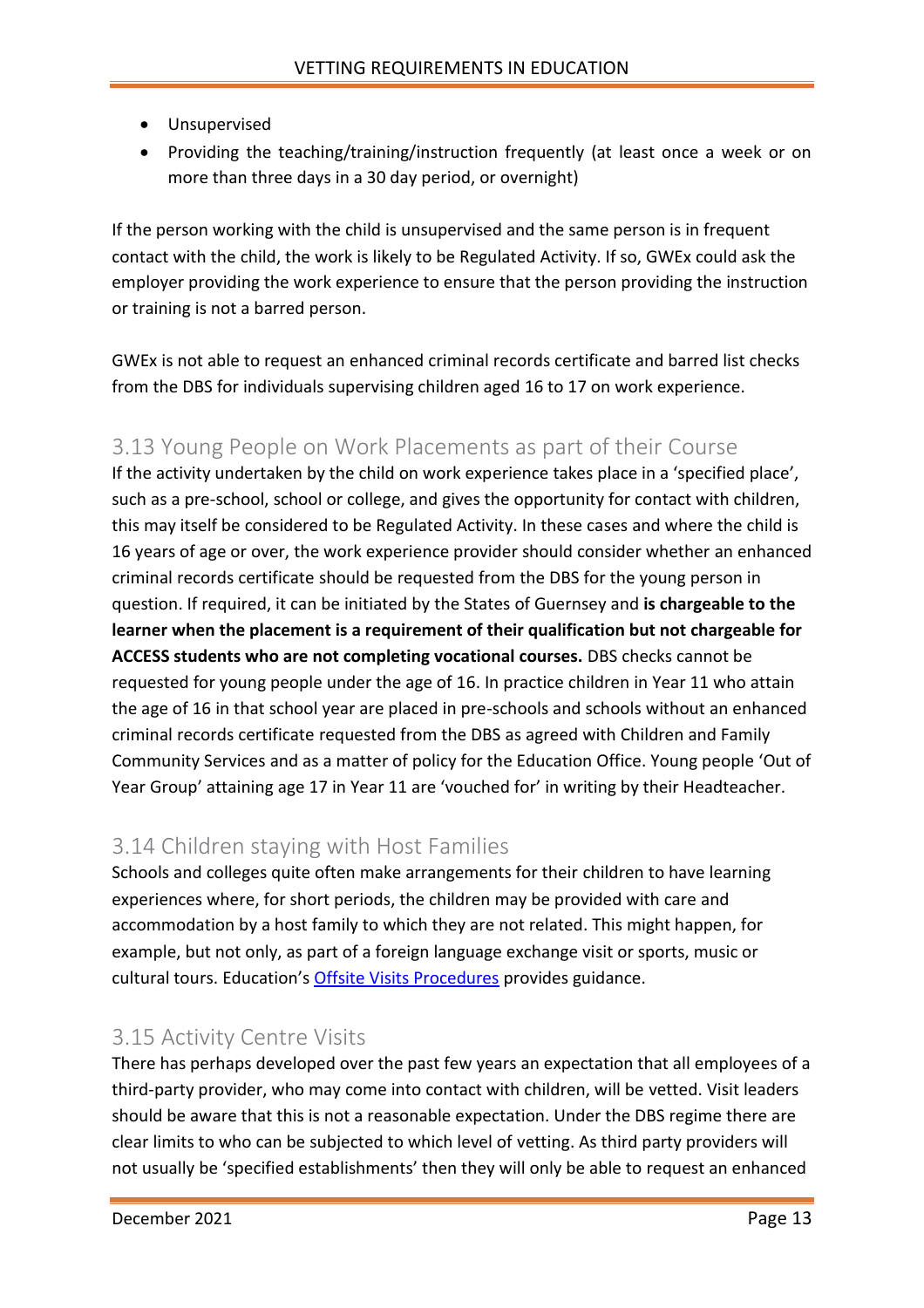- Unsupervised
- Providing the teaching/training/instruction frequently (at least once a week or on more than three days in a 30 day period, or overnight)

If the person working with the child is unsupervised and the same person is in frequent contact with the child, the work is likely to be Regulated Activity. If so, GWEx could ask the employer providing the work experience to ensure that the person providing the instruction or training is not a barred person.

GWEx is not able to request an enhanced criminal records certificate and barred list checks from the DBS for individuals supervising children aged 16 to 17 on work experience.

## 3.13 Young People on Work Placements as part of their Course

If the activity undertaken by the child on work experience takes place in a 'specified place', such as a pre-school, school or college, and gives the opportunity for contact with children, this may itself be considered to be Regulated Activity. In these cases and where the child is 16 years of age or over, the work experience provider should consider whether an enhanced criminal records certificate should be requested from the DBS for the young person in question. If required, it can be initiated by the States of Guernsey and **is chargeable to the learner when the placement is a requirement of their qualification but not chargeable for ACCESS students who are not completing vocational courses.** DBS checks cannot be requested for young people under the age of 16. In practice children in Year 11 who attain the age of 16 in that school year are placed in pre-schools and schools without an enhanced criminal records certificate requested from the DBS as agreed with Children and Family Community Services and as a matter of policy for the Education Office. Young people 'Out of Year Group' attaining age 17 in Year 11 are 'vouched for' in writing by their Headteacher.

## 3.14 Children staying with Host Families

Schools and colleges quite often make arrangements for their children to have learning experiences where, for short periods, the children may be provided with care and accommodation by a host family to which they are not related. This might happen, for example, but not only, as part of a foreign language exchange visit or sports, music or cultural tours. Education's Offsite Visits Procedures provides guidance.

## 3.15 Activity Centre Visits

There has perhaps developed over the past few years an expectation that all employees of a third-party provider, who may come into contact with children, will be vetted. Visit leaders should be aware that this is not a reasonable expectation. Under the DBS regime there are clear limits to who can be subjected to which level of vetting. As third party providers will not usually be 'specified establishments' then they will only be able to request an enhanced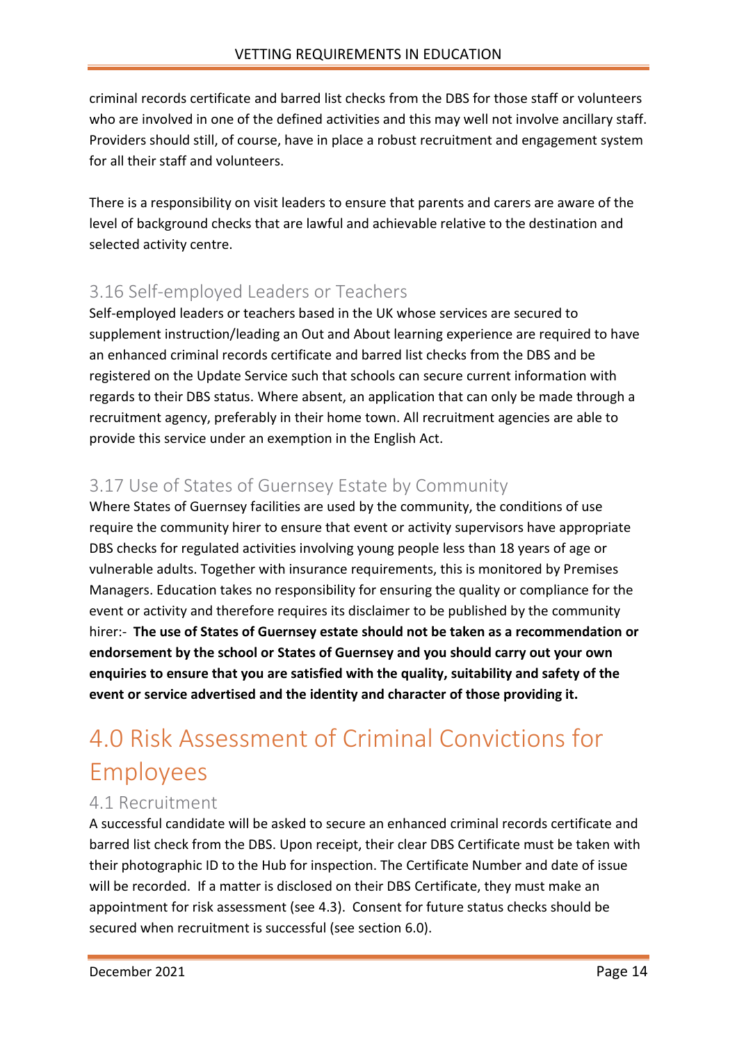criminal records certificate and barred list checks from the DBS for those staff or volunteers who are involved in one of the defined activities and this may well not involve ancillary staff. Providers should still, of course, have in place a robust recruitment and engagement system for all their staff and volunteers.

There is a responsibility on visit leaders to ensure that parents and carers are aware of the level of background checks that are lawful and achievable relative to the destination and selected activity centre.

## 3.16 Self-employed Leaders or Teachers

Self-employed leaders or teachers based in the UK whose services are secured to supplement instruction/leading an Out and About learning experience are required to have an enhanced criminal records certificate and barred list checks from the DBS and be registered on the Update Service such that schools can secure current information with regards to their DBS status. Where absent, an application that can only be made through a recruitment agency, preferably in their home town. All recruitment agencies are able to provide this service under an exemption in the English Act.

## 3.17 Use of States of Guernsey Estate by Community

Where States of Guernsey facilities are used by the community, the conditions of use require the community hirer to ensure that event or activity supervisors have appropriate DBS checks for regulated activities involving young people less than 18 years of age or vulnerable adults. Together with insurance requirements, this is monitored by Premises Managers. Education takes no responsibility for ensuring the quality or compliance for the event or activity and therefore requires its disclaimer to be published by the community hirer:- **The use of States of Guernsey estate should not be taken as a recommendation or endorsement by the school or States of Guernsey and you should carry out your own enquiries to ensure that you are satisfied with the quality, suitability and safety of the event or service advertised and the identity and character of those providing it.**

# 4.0 Risk Assessment of Criminal Convictions for Employees

## 4.1 Recruitment

A successful candidate will be asked to secure an enhanced criminal records certificate and barred list check from the DBS. Upon receipt, their clear DBS Certificate must be taken with their photographic ID to the Hub for inspection. The Certificate Number and date of issue will be recorded. If a matter is disclosed on their DBS Certificate, they must make an appointment for risk assessment (see 4.3). Consent for future status checks should be secured when recruitment is successful (see section 6.0).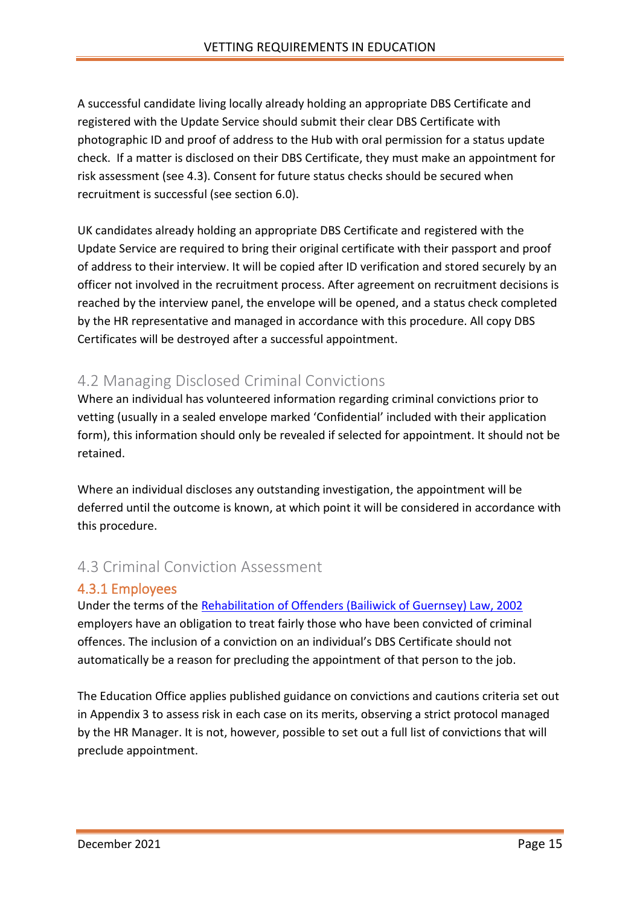A successful candidate living locally already holding an appropriate DBS Certificate and registered with the Update Service should submit their clear DBS Certificate with photographic ID and proof of address to the Hub with oral permission for a status update check. If a matter is disclosed on their DBS Certificate, they must make an appointment for risk assessment (see 4.3). Consent for future status checks should be secured when recruitment is successful (see section 6.0).

UK candidates already holding an appropriate DBS Certificate and registered with the Update Service are required to bring their original certificate with their passport and proof of address to their interview. It will be copied after ID verification and stored securely by an officer not involved in the recruitment process. After agreement on recruitment decisions is reached by the interview panel, the envelope will be opened, and a status check completed by the HR representative and managed in accordance with this procedure. All copy DBS Certificates will be destroyed after a successful appointment.

## 4.2 Managing Disclosed Criminal Convictions

Where an individual has volunteered information regarding criminal convictions prior to vetting (usually in a sealed envelope marked 'Confidential' included with their application form), this information should only be revealed if selected for appointment. It should not be retained.

Where an individual discloses any outstanding investigation, the appointment will be deferred until the outcome is known, at which point it will be considered in accordance with this procedure.

## 4.3 Criminal Conviction Assessment

### 4.3.1 Employees

Under the terms of the [Rehabilitation of Offenders (Bailiwick of Guernsey) Law, 2002]() employers have an obligation to treat fairly those who have been convicted of criminal offences. The inclusion of a conviction on an individual's DBS Certificate should not automatically be a reason for precluding the appointment of that person to the job.

The Education Office applies published guidance on convictions and cautions criteria set out in Appendix 3 to assess risk in each case on its merits, observing a strict protocol managed by the HR Manager. It is not, however, possible to set out a full list of convictions that will preclude appointment.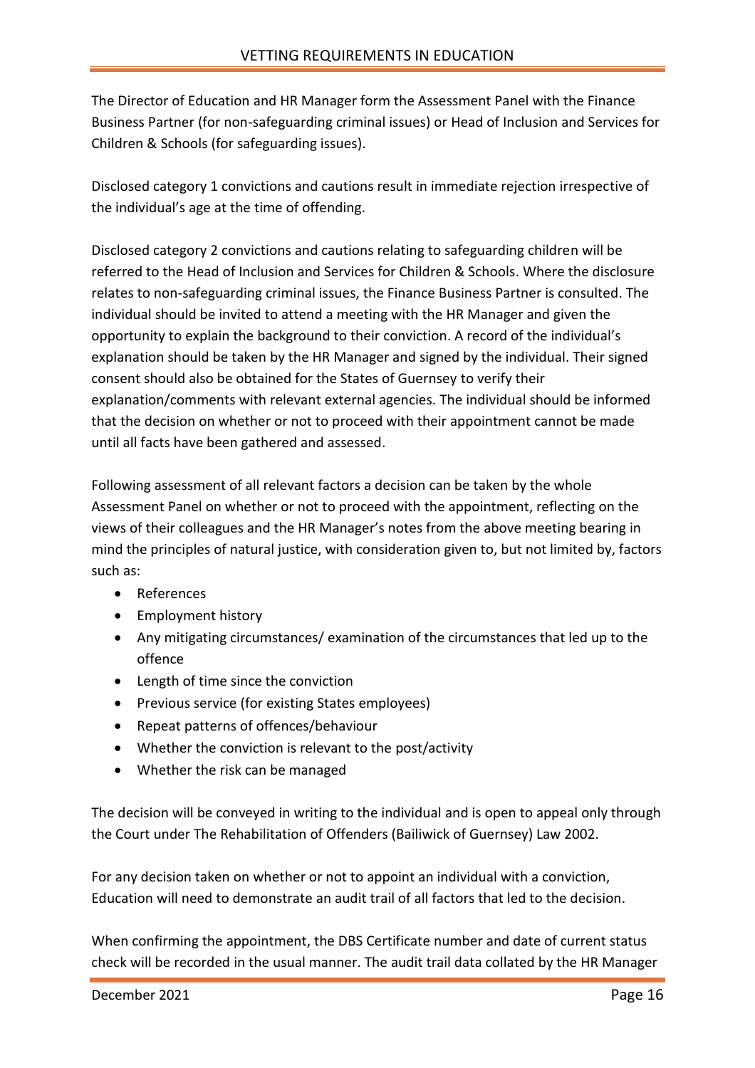The Director of Education and HR Manager form the Assessment Panel with the Finance Business Partner (for non-safeguarding criminal issues) or Head of Inclusion and Services for Children & Schools (for safeguarding issues).

Disclosed category 1 convictions and cautions result in immediate rejection irrespective of the individual's age at the time of offending.

Disclosed category 2 convictions and cautions relating to safeguarding children will be referred to the Head of Inclusion and Services for Children & Schools. Where the disclosure relates to non-safeguarding criminal issues, the Finance Business Partner is consulted. The individual should be invited to attend a meeting with the HR Manager and given the opportunity to explain the background to their conviction. A record of the individual's explanation should be taken by the HR Manager and signed by the individual. Their signed consent should also be obtained for the States of Guernsey to verify their explanation/comments with relevant external agencies. The individual should be informed that the decision on whether or not to proceed with their appointment cannot be made until all facts have been gathered and assessed.

Following assessment of all relevant factors a decision can be taken by the whole Assessment Panel on whether or not to proceed with the appointment, reflecting on the views of their colleagues and the HR Manager's notes from the above meeting bearing in mind the principles of natural justice, with consideration given to, but not limited by, factors such as:

- References
- Employment history
- Any mitigating circumstances/ examination of the circumstances that led up to the offence
- Length of time since the conviction
- Previous service (for existing States employees)
- Repeat patterns of offences/behaviour
- Whether the conviction is relevant to the post/activity
- Whether the risk can be managed

The decision will be conveyed in writing to the individual and is open to appeal only through the Court under The Rehabilitation of Offenders (Bailiwick of Guernsey) Law 2002.

For any decision taken on whether or not to appoint an individual with a conviction, Education will need to demonstrate an audit trail of all factors that led to the decision.

When confirming the appointment, the DBS Certificate number and date of current status check will be recorded in the usual manner. The audit trail data collated by the HR Manager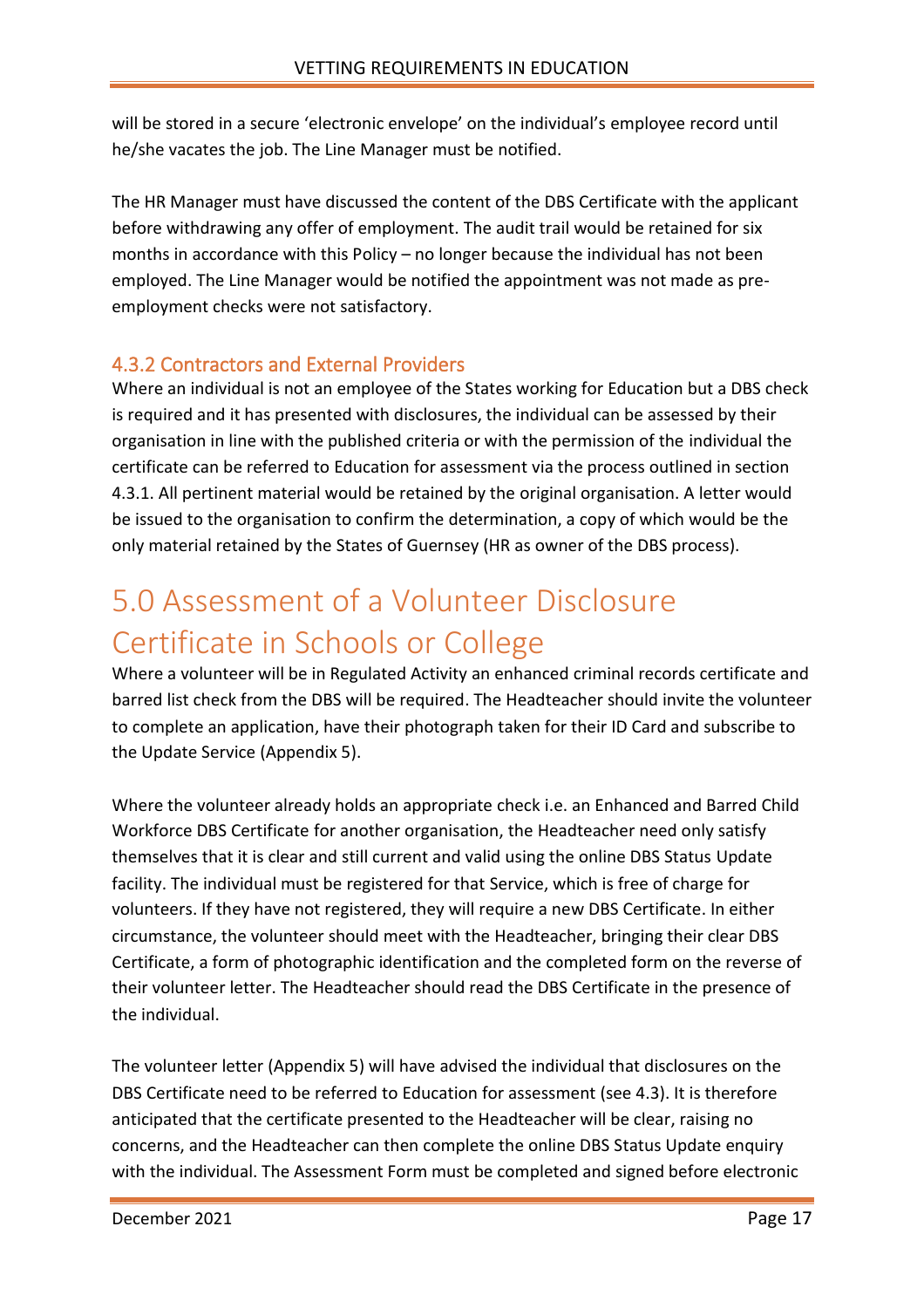will be stored in a secure 'electronic envelope' on the individual's employee record until he/she vacates the job. The Line Manager must be notified.

The HR Manager must have discussed the content of the DBS Certificate with the applicant before withdrawing any offer of employment. The audit trail would be retained for six months in accordance with this Policy – no longer because the individual has not been employed. The Line Manager would be notified the appointment was not made as pre-employment checks were not satisfactory.

### 4.3.2 Contractors and External Providers

Where an individual is not an employee of the States working for Education but a DBS check is required and it has presented with disclosures, the individual can be assessed by their organisation in line with the published criteria or with the permission of the individual the certificate can be referred to Education for assessment via the process outlined in section 4.3.1. All pertinent material would be retained by the original organisation. A letter would be issued to the organisation to confirm the determination, a copy of which would be the only material retained by the States of Guernsey (HR as owner of the DBS process).

# 5.0 Assessment of a Volunteer Disclosure Certificate in Schools or College

Where a volunteer will be in Regulated Activity an enhanced criminal records certificate and barred list check from the DBS will be required. The Headteacher should invite the volunteer to complete an application, have their photograph taken for their ID Card and subscribe to the Update Service (Appendix 5).

Where the volunteer already holds an appropriate check i.e. an Enhanced and Barred Child Workforce DBS Certificate for another organisation, the Headteacher need only satisfy themselves that it is clear and still current and valid using the online DBS Status Update facility. The individual must be registered for that Service, which is free of charge for volunteers. If they have not registered, they will require a new DBS Certificate. In either circumstance, the volunteer should meet with the Headteacher, bringing their clear DBS Certificate, a form of photographic identification and the completed form on the reverse of their volunteer letter. The Headteacher should read the DBS Certificate in the presence of the individual.

The volunteer letter (Appendix 5) will have advised the individual that disclosures on the DBS Certificate need to be referred to Education for assessment (see 4.3). It is therefore anticipated that the certificate presented to the Headteacher will be clear, raising no concerns, and the Headteacher can then complete the online DBS Status Update enquiry with the individual. The Assessment Form must be completed and signed before electronic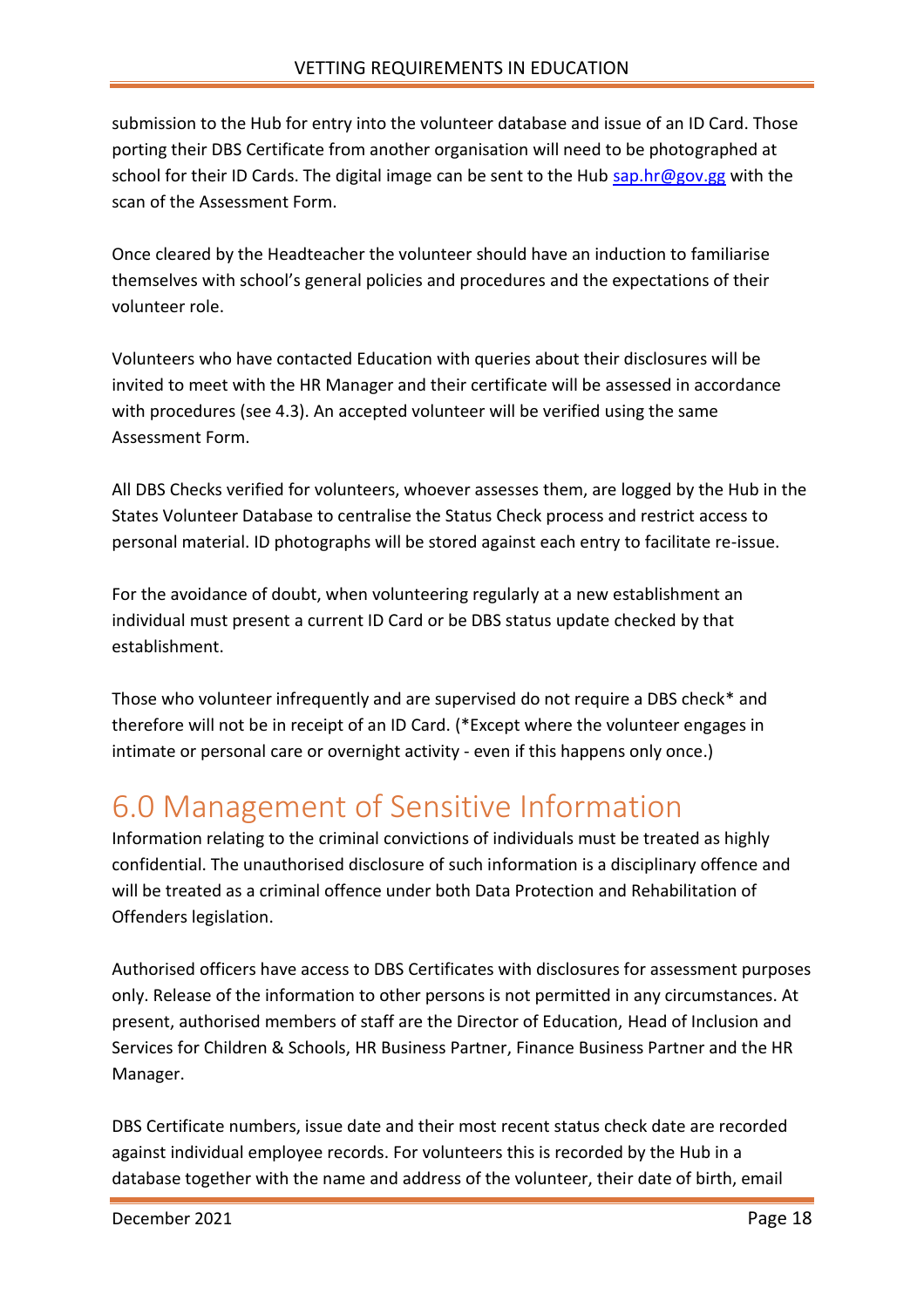submission to the Hub for entry into the volunteer database and issue of an ID Card. Those porting their DBS Certificate from another organisation will need to be photographed at school for their ID Cards. The digital image can be sent to the Hub [sap.hr@gov.gg](mailto:sap.hr@gov.gg) with the scan of the Assessment Form.

Once cleared by the Headteacher the volunteer should have an induction to familiarise themselves with school's general policies and procedures and the expectations of their volunteer role.

Volunteers who have contacted Education with queries about their disclosures will be invited to meet with the HR Manager and their certificate will be assessed in accordance with procedures (see 4.3). An accepted volunteer will be verified using the same Assessment Form.

All DBS Checks verified for volunteers, whoever assesses them, are logged by the Hub in the States Volunteer Database to centralise the Status Check process and restrict access to personal material. ID photographs will be stored against each entry to facilitate re-issue.

For the avoidance of doubt, when volunteering regularly at a new establishment an individual must present a current ID Card or be DBS status update checked by that establishment.

Those who volunteer infrequently and are supervised do not require a DBS check* and therefore will not be in receipt of an ID Card. (*Except where the volunteer engages in intimate or personal care or overnight activity - even if this happens only once.)

# 6.0 Management of Sensitive Information

Information relating to the criminal convictions of individuals must be treated as highly confidential. The unauthorised disclosure of such information is a disciplinary offence and will be treated as a criminal offence under both Data Protection and Rehabilitation of Offenders legislation.

Authorised officers have access to DBS Certificates with disclosures for assessment purposes only. Release of the information to other persons is not permitted in any circumstances. At present, authorised members of staff are the Director of Education, Head of Inclusion and Services for Children & Schools, HR Business Partner, Finance Business Partner and the HR Manager.

DBS Certificate numbers, issue date and their most recent status check date are recorded against individual employee records. For volunteers this is recorded by the Hub in a database together with the name and address of the volunteer, their date of birth, email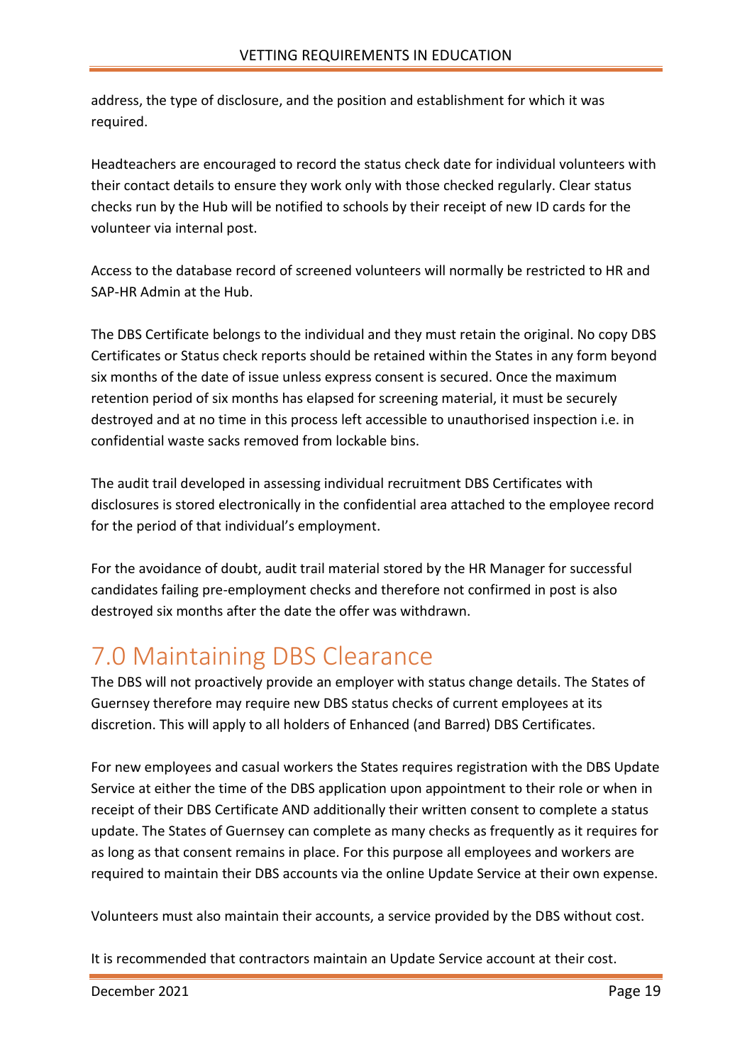address, the type of disclosure, and the position and establishment for which it was required.

Headteachers are encouraged to record the status check date for individual volunteers with their contact details to ensure they work only with those checked regularly. Clear status checks run by the Hub will be notified to schools by their receipt of new ID cards for the volunteer via internal post.

Access to the database record of screened volunteers will normally be restricted to HR and SAP-HR Admin at the Hub.

The DBS Certificate belongs to the individual and they must retain the original. No copy DBS Certificates or Status check reports should be retained within the States in any form beyond six months of the date of issue unless express consent is secured. Once the maximum retention period of six months has elapsed for screening material, it must be securely destroyed and at no time in this process left accessible to unauthorised inspection i.e. in confidential waste sacks removed from lockable bins.

The audit trail developed in assessing individual recruitment DBS Certificates with disclosures is stored electronically in the confidential area attached to the employee record for the period of that individual's employment.

For the avoidance of doubt, audit trail material stored by the HR Manager for successful candidates failing pre-employment checks and therefore not confirmed in post is also destroyed six months after the date the offer was withdrawn.

# 7.0 Maintaining DBS Clearance

The DBS will not proactively provide an employer with status change details. The States of Guernsey therefore may require new DBS status checks of current employees at its discretion. This will apply to all holders of Enhanced (and Barred) DBS Certificates.

For new employees and casual workers the States requires registration with the DBS Update Service at either the time of the DBS application upon appointment to their role or when in receipt of their DBS Certificate AND additionally their written consent to complete a status update. The States of Guernsey can complete as many checks as frequently as it requires for as long as that consent remains in place. For this purpose all employees and workers are required to maintain their DBS accounts via the online Update Service at their own expense.

Volunteers must also maintain their accounts, a service provided by the DBS without cost.

It is recommended that contractors maintain an Update Service account at their cost.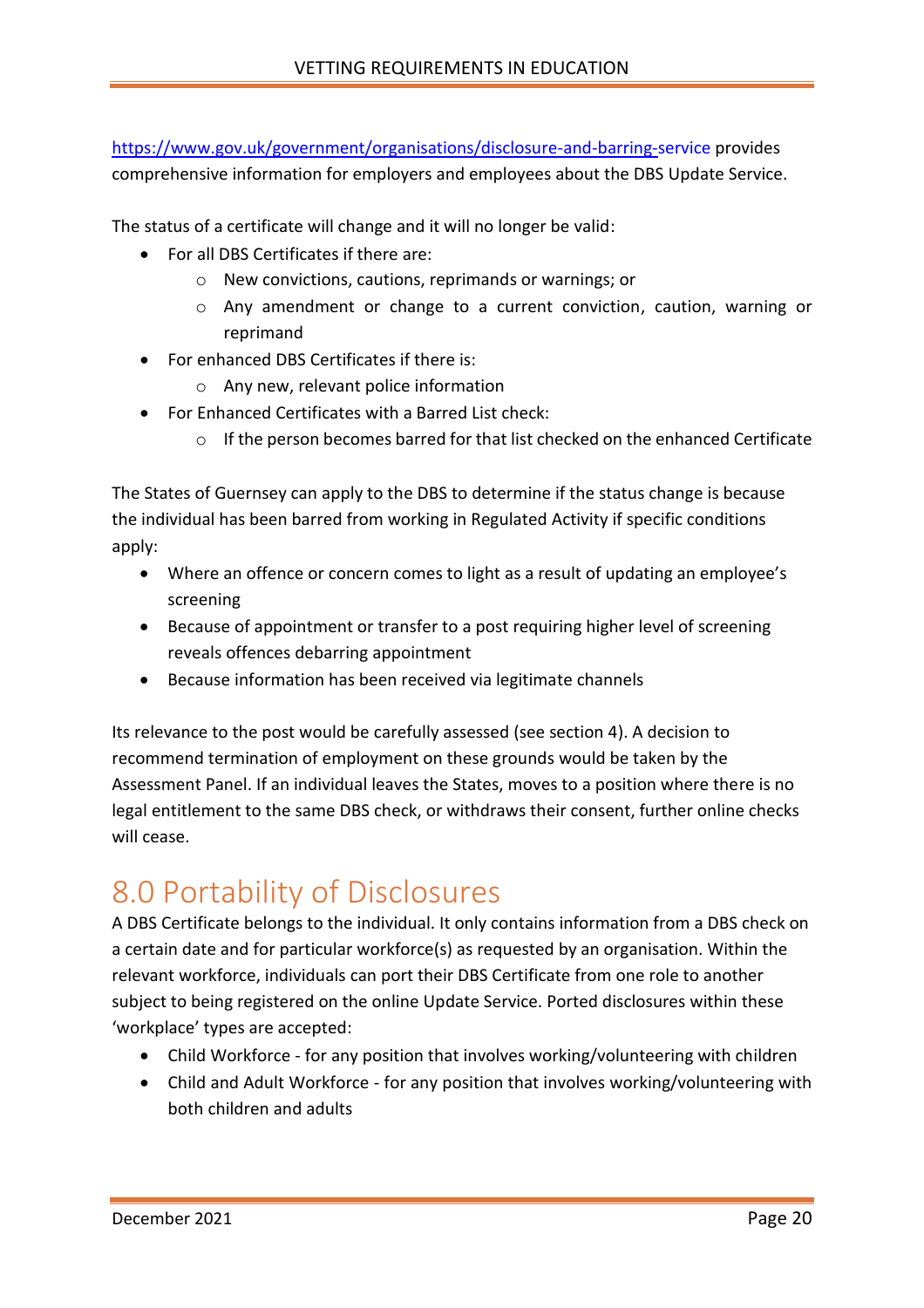https://www.gov.uk/government/organisations/disclosure-and-barring-service provides comprehensive information for employers and employees about the DBS Update Service.

The status of a certificate will change and it will no longer be valid:

- For all DBS Certificates if there are:
    - New convictions, cautions, reprimands or warnings; or
    - Any amendment or change to a current conviction, caution, warning or reprimand
- For enhanced DBS Certificates if there is:
    - Any new, relevant police information
- For Enhanced Certificates with a Barred List check:
    - If the person becomes barred for that list checked on the enhanced Certificate

The States of Guernsey can apply to the DBS to determine if the status change is because the individual has been barred from working in Regulated Activity if specific conditions apply:

- Where an offence or concern comes to light as a result of updating an employee's screening
- Because of appointment or transfer to a post requiring higher level of screening reveals offences debarring appointment
- Because information has been received via legitimate channels

Its relevance to the post would be carefully assessed (see section 4). A decision to recommend termination of employment on these grounds would be taken by the Assessment Panel. If an individual leaves the States, moves to a position where there is no legal entitlement to the same DBS check, or withdraws their consent, further online checks will cease.

# 8.0 Portability of Disclosures

A DBS Certificate belongs to the individual. It only contains information from a DBS check on a certain date and for particular workforce(s) as requested by an organisation. Within the relevant workforce, individuals can port their DBS Certificate from one role to another subject to being registered on the online Update Service. Ported disclosures within these 'workplace' types are accepted:

- Child Workforce - for any position that involves working/volunteering with children
- Child and Adult Workforce - for any position that involves working/volunteering with both children and adults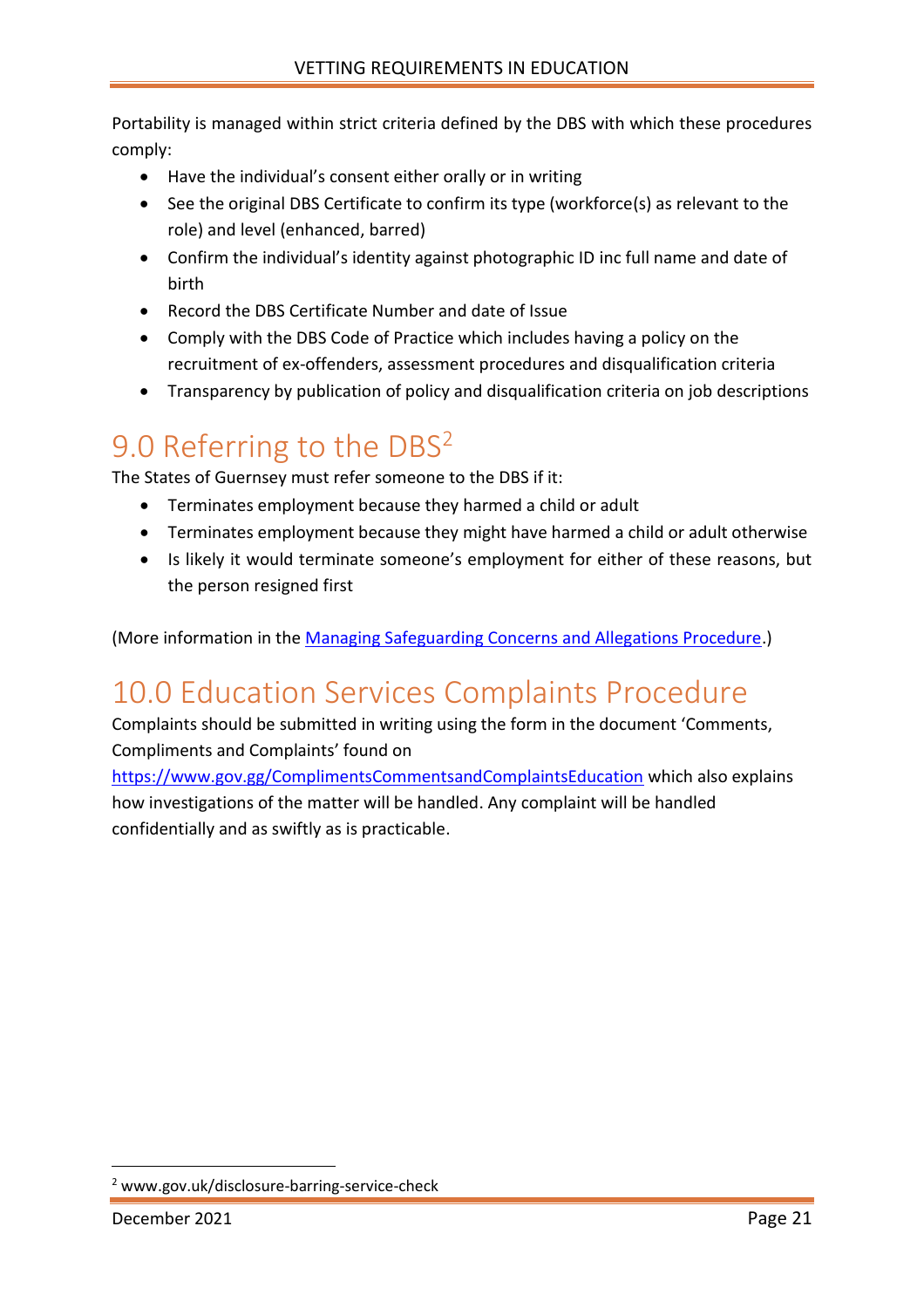Portability is managed within strict criteria defined by the DBS with which these procedures comply:

- Have the individual's consent either orally or in writing
- See the original DBS Certificate to confirm its type (workforce(s) as relevant to the role) and level (enhanced, barred)
- Confirm the individual's identity against photographic ID inc full name and date of birth
- Record the DBS Certificate Number and date of Issue
- Comply with the DBS Code of Practice which includes having a policy on the recruitment of ex-offenders, assessment procedures and disqualification criteria
- Transparency by publication of policy and disqualification criteria on job descriptions

# 9.0 Referring to the DBS[2]

The States of Guernsey must refer someone to the DBS if it:

- Terminates employment because they harmed a child or adult
- Terminates employment because they might have harmed a child or adult otherwise
- Is likely it would terminate someone's employment for either of these reasons, but the person resigned first

(More information in the [Managing Safeguarding Concerns and Allegations Procedure](Managing Safeguarding Concerns and Allegations Procedure).)

# 10.0 Education Services Complaints Procedure

Complaints should be submitted in writing using the form in the document 'Comments, Compliments and Complaints' found on [https://www.gov.gg/ComplimentsCommentsandComplaintsEducation](https://www.gov.gg/ComplimentsCommentsandComplaintsEducation) which also explains how investigations of the matter will be handled. Any complaint will be handled confidentially and as swiftly as is practicable.

---

[2] www.gov.uk/disclosure-barring-service-check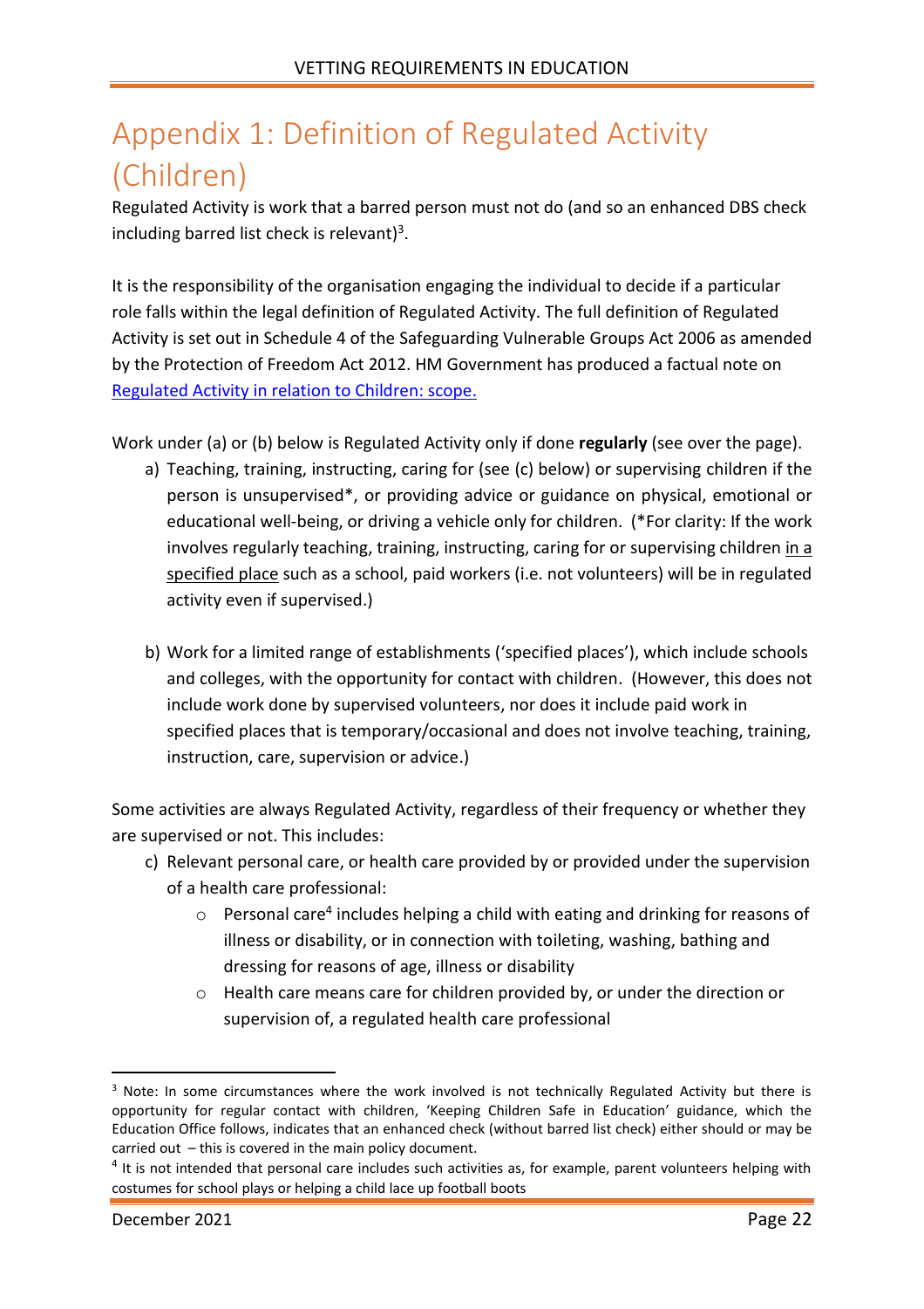# Appendix 1: Definition of Regulated Activity (Children)

Regulated Activity is work that a barred person must not do (and so an enhanced DBS check including barred list check is relevant)[3].

It is the responsibility of the organisation engaging the individual to decide if a particular role falls within the legal definition of Regulated Activity. The full definition of Regulated Activity is set out in Schedule 4 of the Safeguarding Vulnerable Groups Act 2006 as amended by the Protection of Freedom Act 2012. HM Government has produced a factual note on [Regulated Activity in relation to Children: scope.]()

Work under (a) or (b) below is Regulated Activity only if done **regularly** (see over the page).

a) Teaching, training, instructing, caring for (see (c) below) or supervising children if the person is unsupervised*, or providing advice or guidance on physical, emotional or educational well-being, or driving a vehicle only for children. (*For clarity: If the work involves regularly teaching, training, instructing, caring for or supervising children in a specified place such as a school, paid workers (i.e. not volunteers) will be in regulated activity even if supervised.)

b) Work for a limited range of establishments ('specified places'), which include schools and colleges, with the opportunity for contact with children. (However, this does not include work done by supervised volunteers, nor does it include paid work in specified places that is temporary/occasional and does not involve teaching, training, instruction, care, supervision or advice.)

Some activities are always Regulated Activity, regardless of their frequency or whether they are supervised or not. This includes:

c) Relevant personal care, or health care provided by or provided under the supervision of a health care professional:
   - Personal care[4] includes helping a child with eating and drinking for reasons of illness or disability, or in connection with toileting, washing, bathing and dressing for reasons of age, illness or disability
   - Health care means care for children provided by, or under the direction or supervision of, a regulated health care professional

---

[3] Note: In some circumstances where the work involved is not technically Regulated Activity but there is opportunity for regular contact with children, 'Keeping Children Safe in Education' guidance, which the Education Office follows, indicates that an enhanced check (without barred list check) either should or may be carried out – this is covered in the main policy document.

[4] It is not intended that personal care includes such activities as, for example, parent volunteers helping with costumes for school plays or helping a child lace up football boots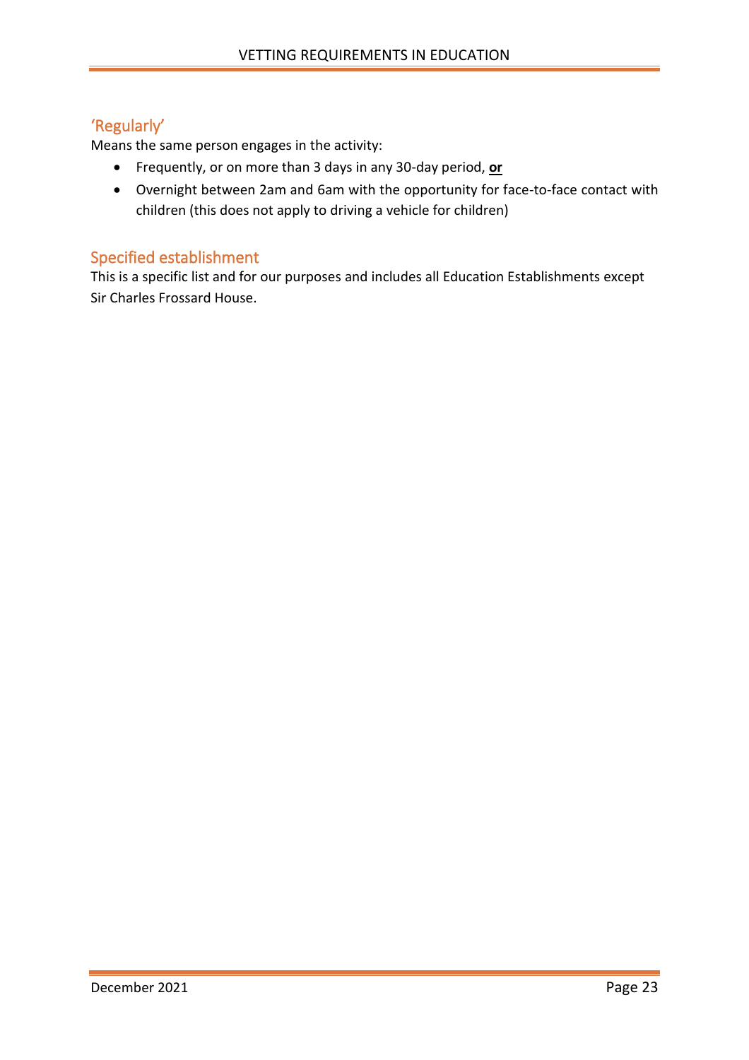## 'Regularly'

Means the same person engages in the activity:

- Frequently, or on more than 3 days in any 30-day period, **or**
- Overnight between 2am and 6am with the opportunity for face-to-face contact with children (this does not apply to driving a vehicle for children)

## Specified establishment

This is a specific list and for our purposes and includes all Education Establishments except Sir Charles Frossard House.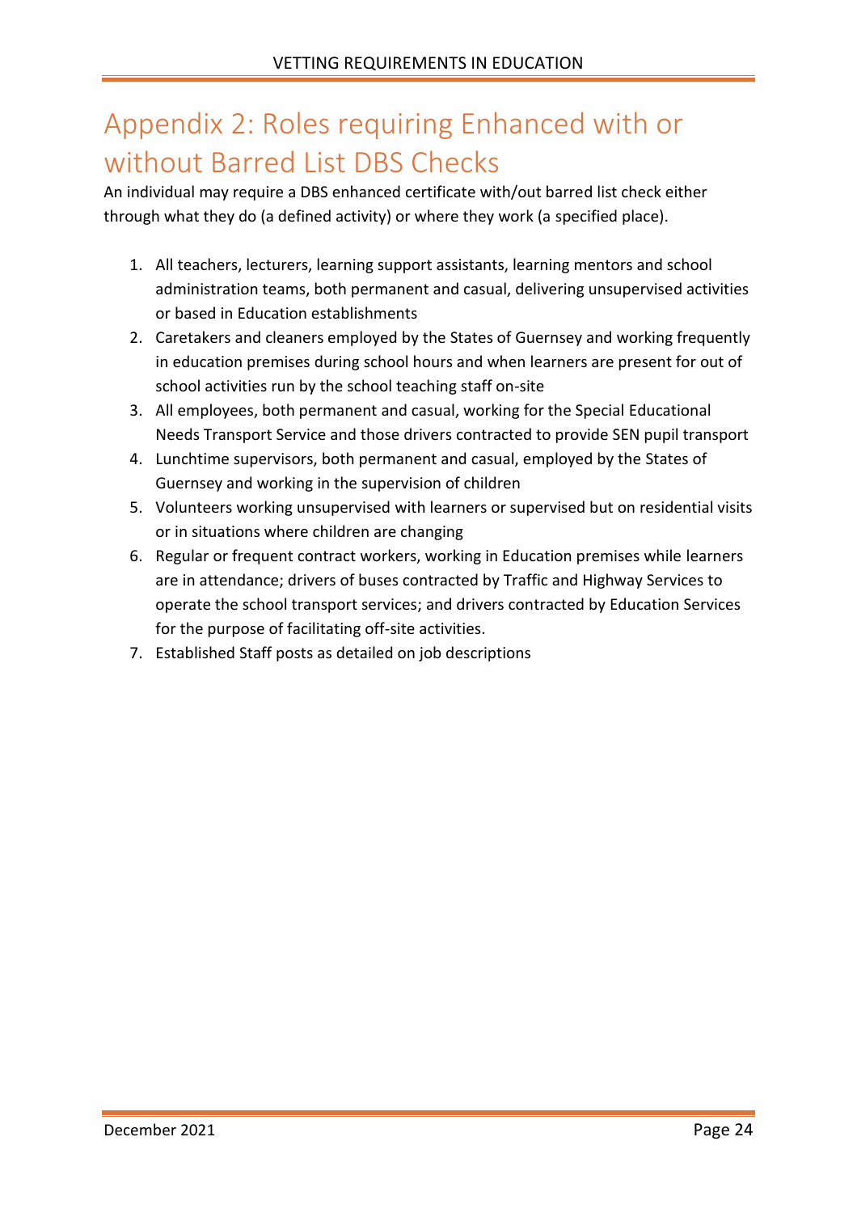# Appendix 2: Roles requiring Enhanced with or without Barred List DBS Checks

An individual may require a DBS enhanced certificate with/out barred list check either through what they do (a defined activity) or where they work (a specified place).

1. All teachers, lecturers, learning support assistants, learning mentors and school administration teams, both permanent and casual, delivering unsupervised activities or based in Education establishments
2. Caretakers and cleaners employed by the States of Guernsey and working frequently in education premises during school hours and when learners are present for out of school activities run by the school teaching staff on-site
3. All employees, both permanent and casual, working for the Special Educational Needs Transport Service and those drivers contracted to provide SEN pupil transport
4. Lunchtime supervisors, both permanent and casual, employed by the States of Guernsey and working in the supervision of children
5. Volunteers working unsupervised with learners or supervised but on residential visits or in situations where children are changing
6. Regular or frequent contract workers, working in Education premises while learners are in attendance; drivers of buses contracted by Traffic and Highway Services to operate the school transport services; and drivers contracted by Education Services for the purpose of facilitating off-site activities.
7. Established Staff posts as detailed on job descriptions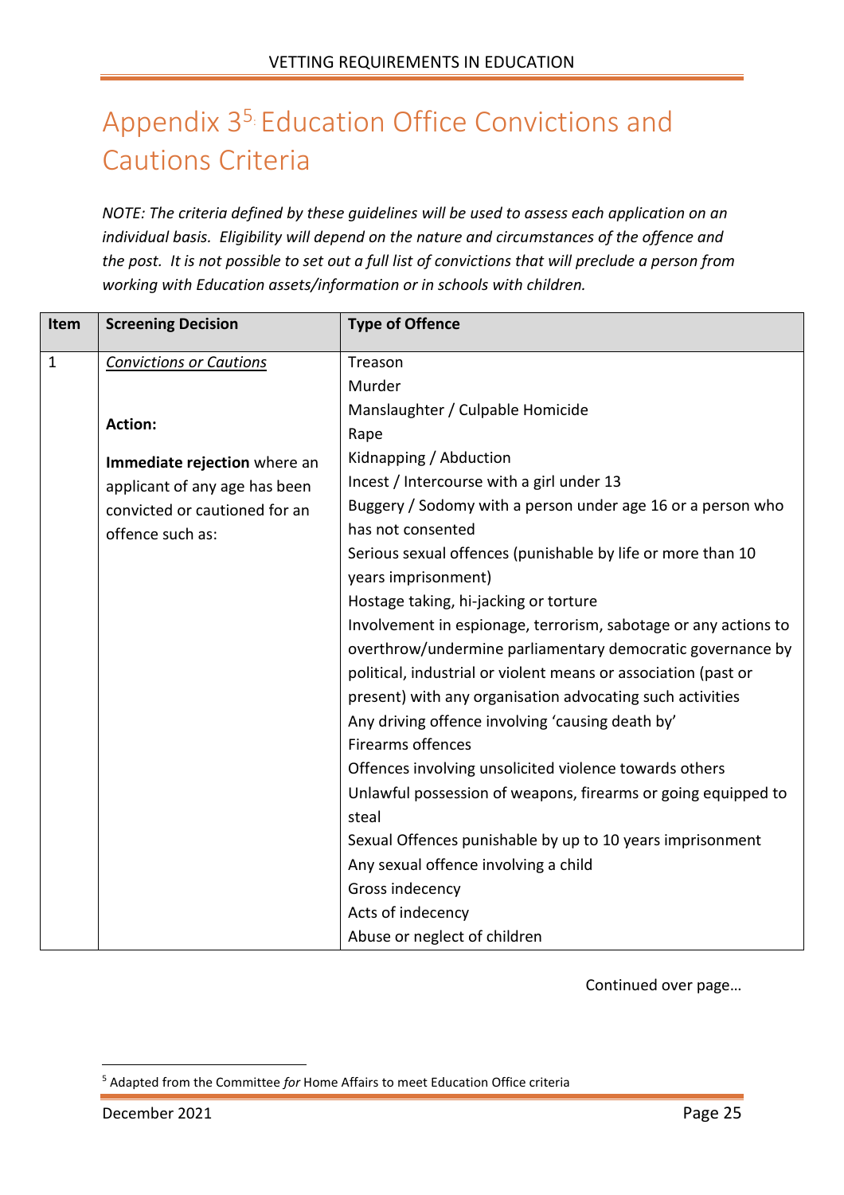# Appendix 3[5]: Education Office Convictions and Cautions Criteria

*NOTE: The criteria defined by these guidelines will be used to assess each application on an individual basis. Eligibility will depend on the nature and circumstances of the offence and the post. It is not possible to set out a full list of convictions that will preclude a person from working with Education assets/information or in schools with children.*

| Item | Screening Decision | Type of Offence |
|---|---|---|
| 1 | *Convictions or Cautions*<br><br>**Action:**<br><br>**Immediate rejection** where an applicant of any age has been convicted or cautioned for an offence such as: | Treason<br>Murder<br>Manslaughter / Culpable Homicide<br>Rape<br>Kidnapping / Abduction<br>Incest / Intercourse with a girl under 13<br>Buggery / Sodomy with a person under age 16 or a person who has not consented<br>Serious sexual offences (punishable by life or more than 10 years imprisonment)<br>Hostage taking, hi-jacking or torture<br>Involvement in espionage, terrorism, sabotage or any actions to overthrow/undermine parliamentary democratic governance by political, industrial or violent means or association (past or present) with any organisation advocating such activities<br>Any driving offence involving 'causing death by'<br>Firearms offences<br>Offences involving unsolicited violence towards others<br>Unlawful possession of weapons, firearms or going equipped to steal<br>Sexual Offences punishable by up to 10 years imprisonment<br>Any sexual offence involving a child<br>Gross indecency<br>Acts of indecency<br>Abuse or neglect of children |

Continued over page…

[5] Adapted from the Committee *for* Home Affairs to meet Education Office criteria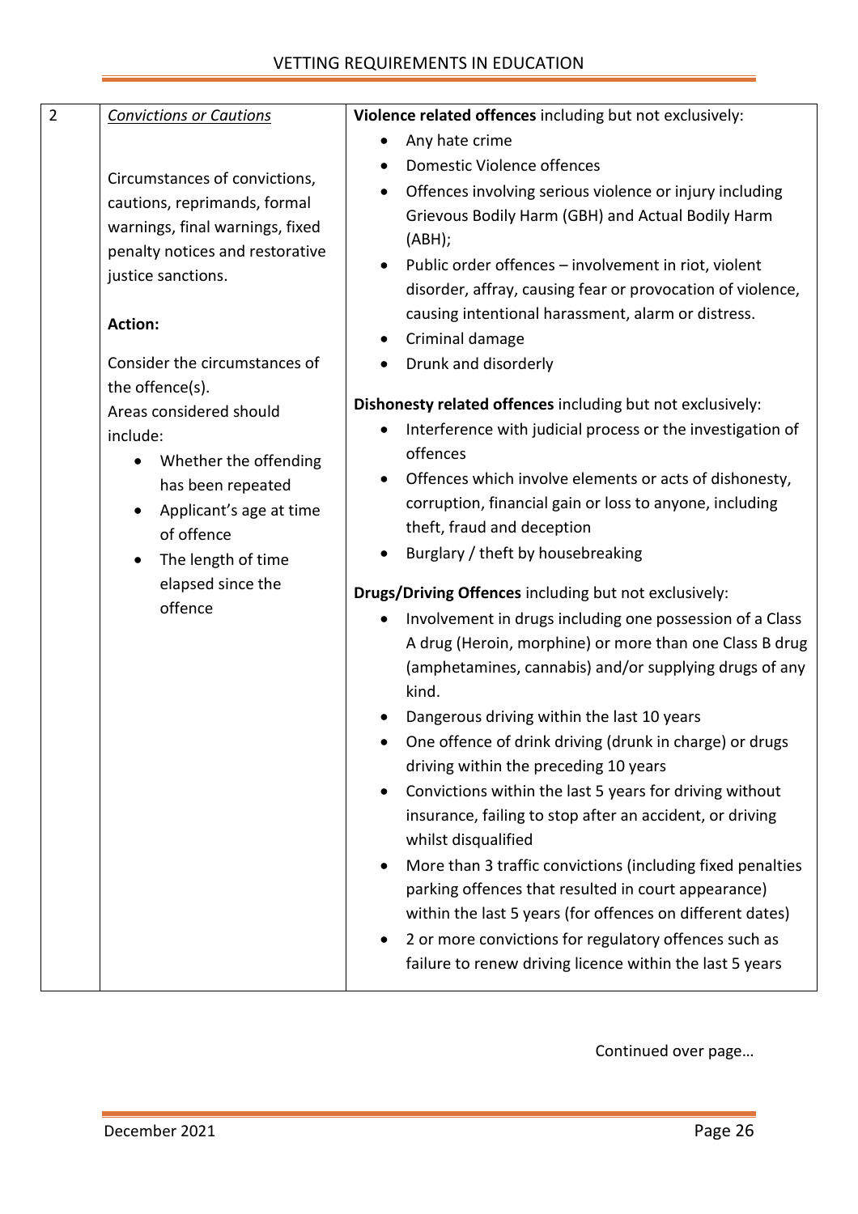| 2 | *Convictions or Cautions*<br><br>Circumstances of convictions, cautions, reprimands, formal warnings, final warnings, fixed penalty notices and restorative justice sanctions.<br><br>**Action:**<br><br>Consider the circumstances of the offence(s).<br>Areas considered should include:<br>• Whether the offending has been repeated<br>• Applicant's age at time of offence<br>• The length of time elapsed since the offence | **Violence related offences** including but not exclusively:<br>• Any hate crime<br>• Domestic Violence offences<br>• Offences involving serious violence or injury including Grievous Bodily Harm (GBH) and Actual Bodily Harm (ABH);<br>• Public order offences – involvement in riot, violent disorder, affray, causing fear or provocation of violence, causing intentional harassment, alarm or distress.<br>• Criminal damage<br>• Drunk and disorderly<br><br>**Dishonesty related offences** including but not exclusively:<br>• Interference with judicial process or the investigation of offences<br>• Offences which involve elements or acts of dishonesty, corruption, financial gain or loss to anyone, including theft, fraud and deception<br>• Burglary / theft by housebreaking<br><br>**Drugs/Driving Offences** including but not exclusively:<br>• Involvement in drugs including one possession of a Class A drug (Heroin, morphine) or more than one Class B drug (amphetamines, cannabis) and/or supplying drugs of any kind.<br>• Dangerous driving within the last 10 years<br>• One offence of drink driving (drunk in charge) or drugs driving within the preceding 10 years<br>• Convictions within the last 5 years for driving without insurance, failing to stop after an accident, or driving whilst disqualified<br>• More than 3 traffic convictions (including fixed penalties parking offences that resulted in court appearance) within the last 5 years (for offences on different dates)<br>• 2 or more convictions for regulatory offences such as failure to renew driving licence within the last 5 years |
|---|---|---|

Continued over page…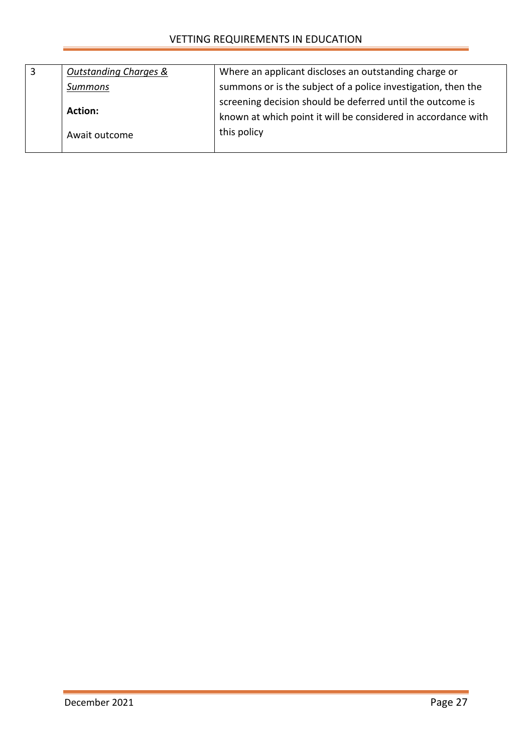| | | |
|---|---|---|
| 3 | *Outstanding Charges & Summons*<br><br>**Action:**<br><br>Await outcome | Where an applicant discloses an outstanding charge or summons or is the subject of a police investigation, then the screening decision should be deferred until the outcome is known at which point it will be considered in accordance with this policy |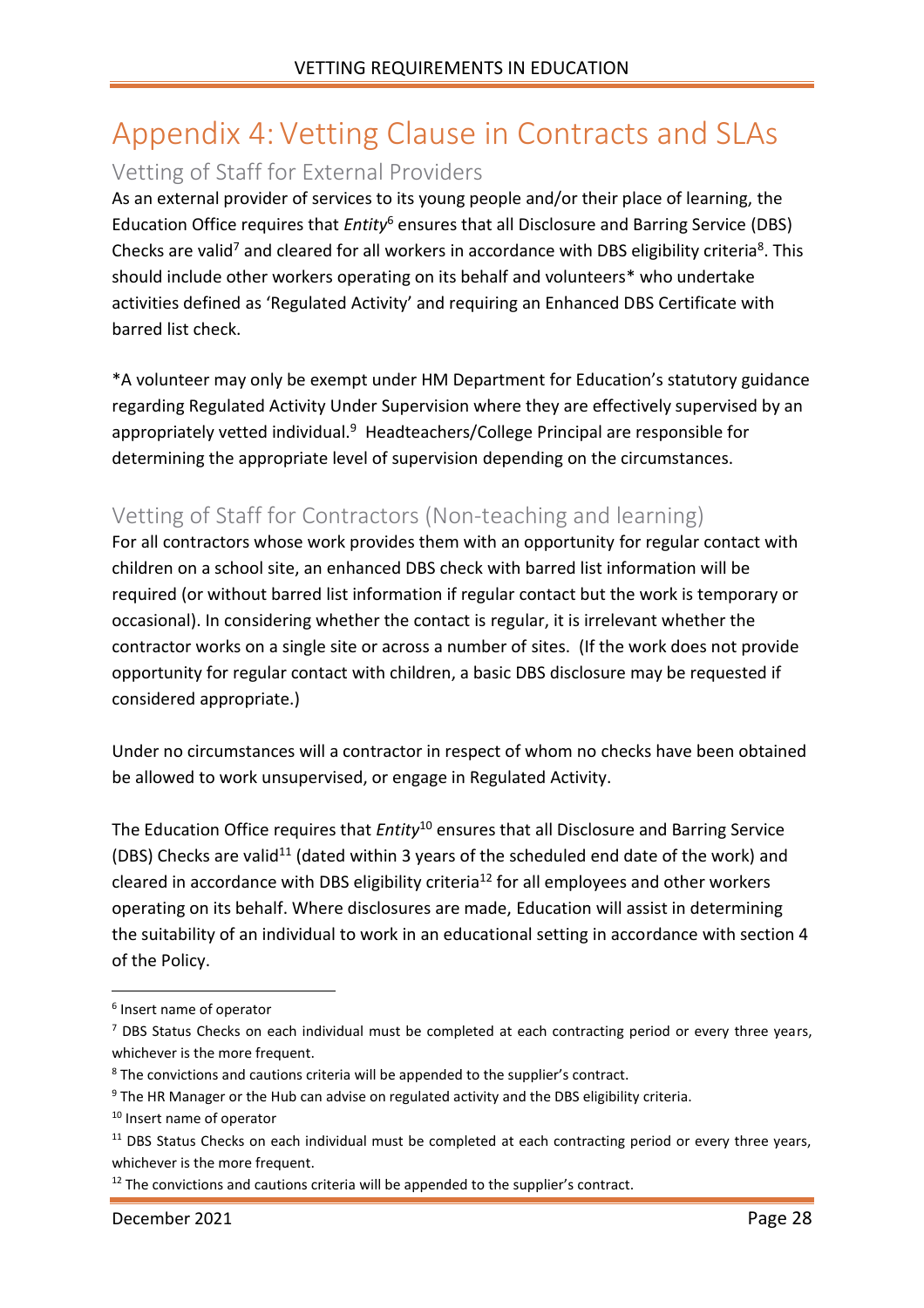# Appendix 4: Vetting Clause in Contracts and SLAs

## Vetting of Staff for External Providers

As an external provider of services to its young people and/or their place of learning, the Education Office requires that *Entity*[6] ensures that all Disclosure and Barring Service (DBS) Checks are valid[7] and cleared for all workers in accordance with DBS eligibility criteria[8]. This should include other workers operating on its behalf and volunteers* who undertake activities defined as 'Regulated Activity' and requiring an Enhanced DBS Certificate with barred list check.

*A volunteer may only be exempt under HM Department for Education's statutory guidance regarding Regulated Activity Under Supervision where they are effectively supervised by an appropriately vetted individual.[9] Headteachers/College Principal are responsible for determining the appropriate level of supervision depending on the circumstances.

## Vetting of Staff for Contractors (Non-teaching and learning)

For all contractors whose work provides them with an opportunity for regular contact with children on a school site, an enhanced DBS check with barred list information will be required (or without barred list information if regular contact but the work is temporary or occasional). In considering whether the contact is regular, it is irrelevant whether the contractor works on a single site or across a number of sites. (If the work does not provide opportunity for regular contact with children, a basic DBS disclosure may be requested if considered appropriate.)

Under no circumstances will a contractor in respect of whom no checks have been obtained be allowed to work unsupervised, or engage in Regulated Activity.

The Education Office requires that *Entity*[10] ensures that all Disclosure and Barring Service (DBS) Checks are valid[11] (dated within 3 years of the scheduled end date of the work) and cleared in accordance with DBS eligibility criteria[12] for all employees and other workers operating on its behalf. Where disclosures are made, Education will assist in determining the suitability of an individual to work in an educational setting in accordance with section 4 of the Policy.

---

[6] Insert name of operator

[7] DBS Status Checks on each individual must be completed at each contracting period or every three years, whichever is the more frequent.

[8] The convictions and cautions criteria will be appended to the supplier's contract.

[9] The HR Manager or the Hub can advise on regulated activity and the DBS eligibility criteria.

[10] Insert name of operator

[11] DBS Status Checks on each individual must be completed at each contracting period or every three years, whichever is the more frequent.

[12] The convictions and cautions criteria will be appended to the supplier's contract.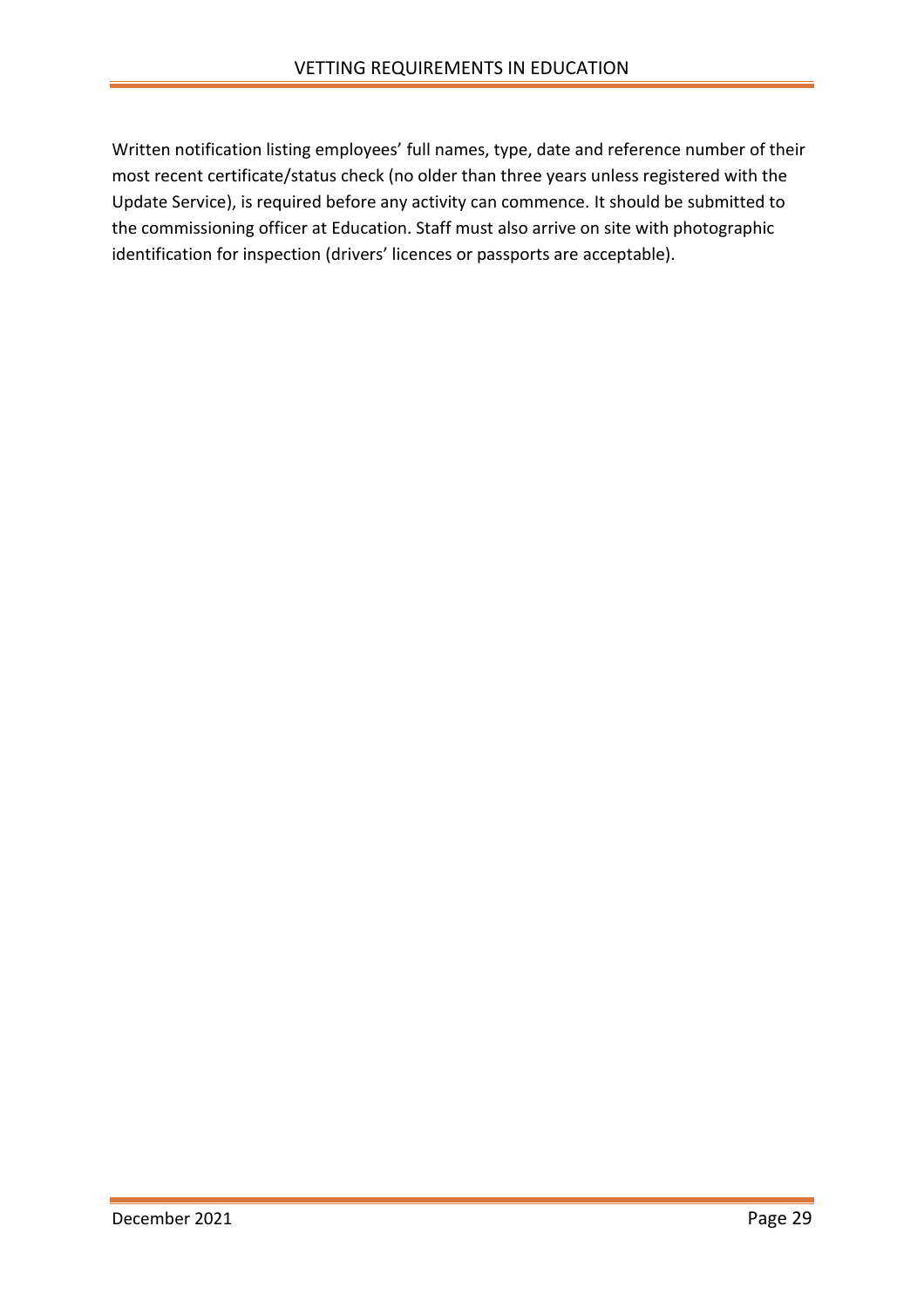Written notification listing employees' full names, type, date and reference number of their most recent certificate/status check (no older than three years unless registered with the Update Service), is required before any activity can commence. It should be submitted to the commissioning officer at Education. Staff must also arrive on site with photographic identification for inspection (drivers' licences or passports are acceptable).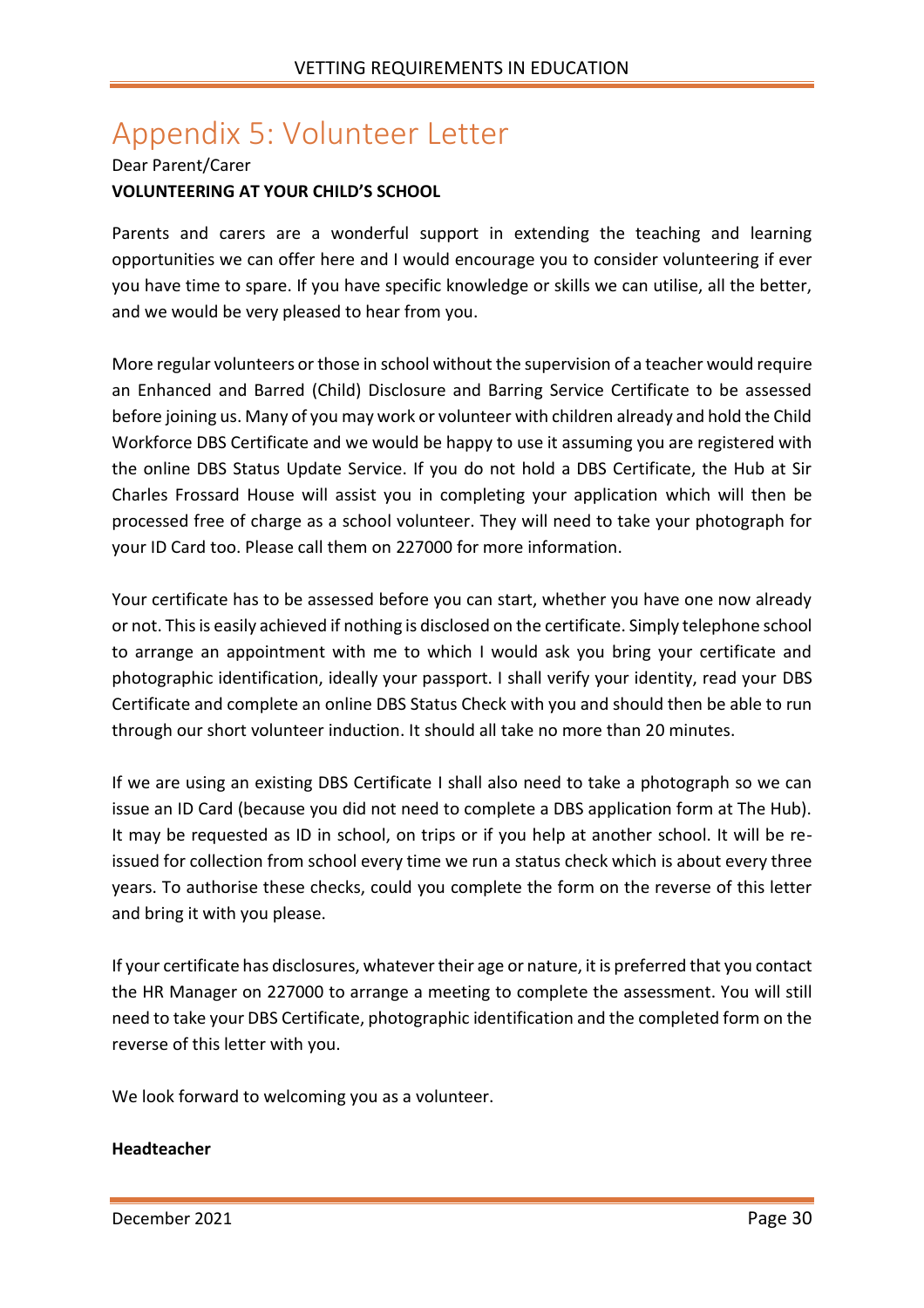# Appendix 5: Volunteer Letter

Dear Parent/Carer

**VOLUNTEERING AT YOUR CHILD'S SCHOOL**

Parents and carers are a wonderful support in extending the teaching and learning opportunities we can offer here and I would encourage you to consider volunteering if ever you have time to spare. If you have specific knowledge or skills we can utilise, all the better, and we would be very pleased to hear from you.

More regular volunteers or those in school without the supervision of a teacher would require an Enhanced and Barred (Child) Disclosure and Barring Service Certificate to be assessed before joining us. Many of you may work or volunteer with children already and hold the Child Workforce DBS Certificate and we would be happy to use it assuming you are registered with the online DBS Status Update Service. If you do not hold a DBS Certificate, the Hub at Sir Charles Frossard House will assist you in completing your application which will then be processed free of charge as a school volunteer. They will need to take your photograph for your ID Card too. Please call them on 227000 for more information.

Your certificate has to be assessed before you can start, whether you have one now already or not. This is easily achieved if nothing is disclosed on the certificate. Simply telephone school to arrange an appointment with me to which I would ask you bring your certificate and photographic identification, ideally your passport. I shall verify your identity, read your DBS Certificate and complete an online DBS Status Check with you and should then be able to run through our short volunteer induction. It should all take no more than 20 minutes.

If we are using an existing DBS Certificate I shall also need to take a photograph so we can issue an ID Card (because you did not need to complete a DBS application form at The Hub). It may be requested as ID in school, on trips or if you help at another school. It will be re-issued for collection from school every time we run a status check which is about every three years. To authorise these checks, could you complete the form on the reverse of this letter and bring it with you please.

If your certificate has disclosures, whatever their age or nature, it is preferred that you contact the HR Manager on 227000 to arrange a meeting to complete the assessment. You will still need to take your DBS Certificate, photographic identification and the completed form on the reverse of this letter with you.

We look forward to welcoming you as a volunteer.

**Headteacher**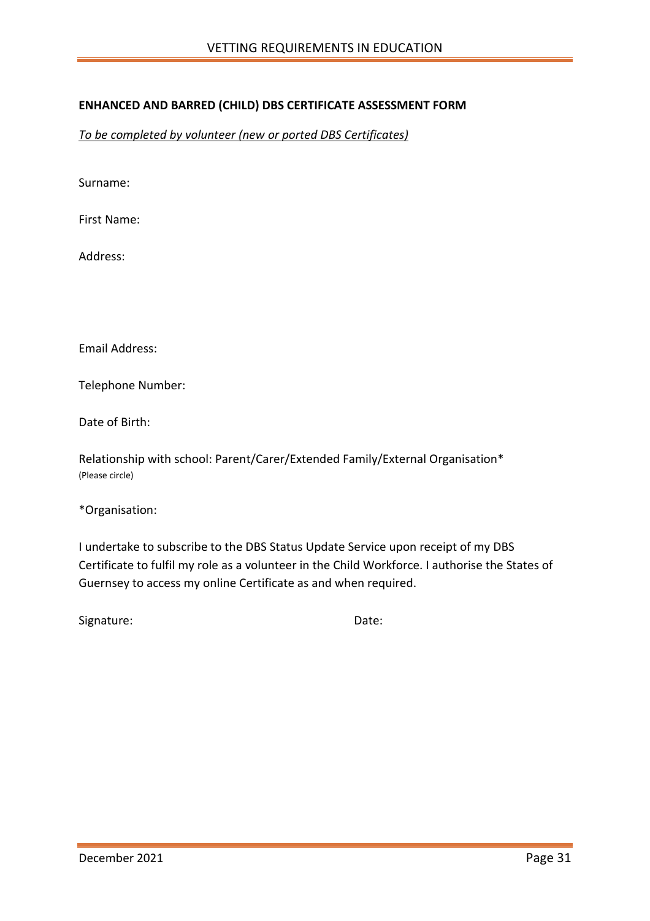**ENHANCED AND BARRED (CHILD) DBS CERTIFICATE ASSESSMENT FORM**

*To be completed by volunteer (new or ported DBS Certificates)*

Surname:

First Name:

Address:

Email Address:

Telephone Number:

Date of Birth:

Relationship with school: Parent/Carer/Extended Family/External Organisation*
(Please circle)

*Organisation:

I undertake to subscribe to the DBS Status Update Service upon receipt of my DBS Certificate to fulfil my role as a volunteer in the Child Workforce. I authorise the States of Guernsey to access my online Certificate as and when required.

Signature: Date: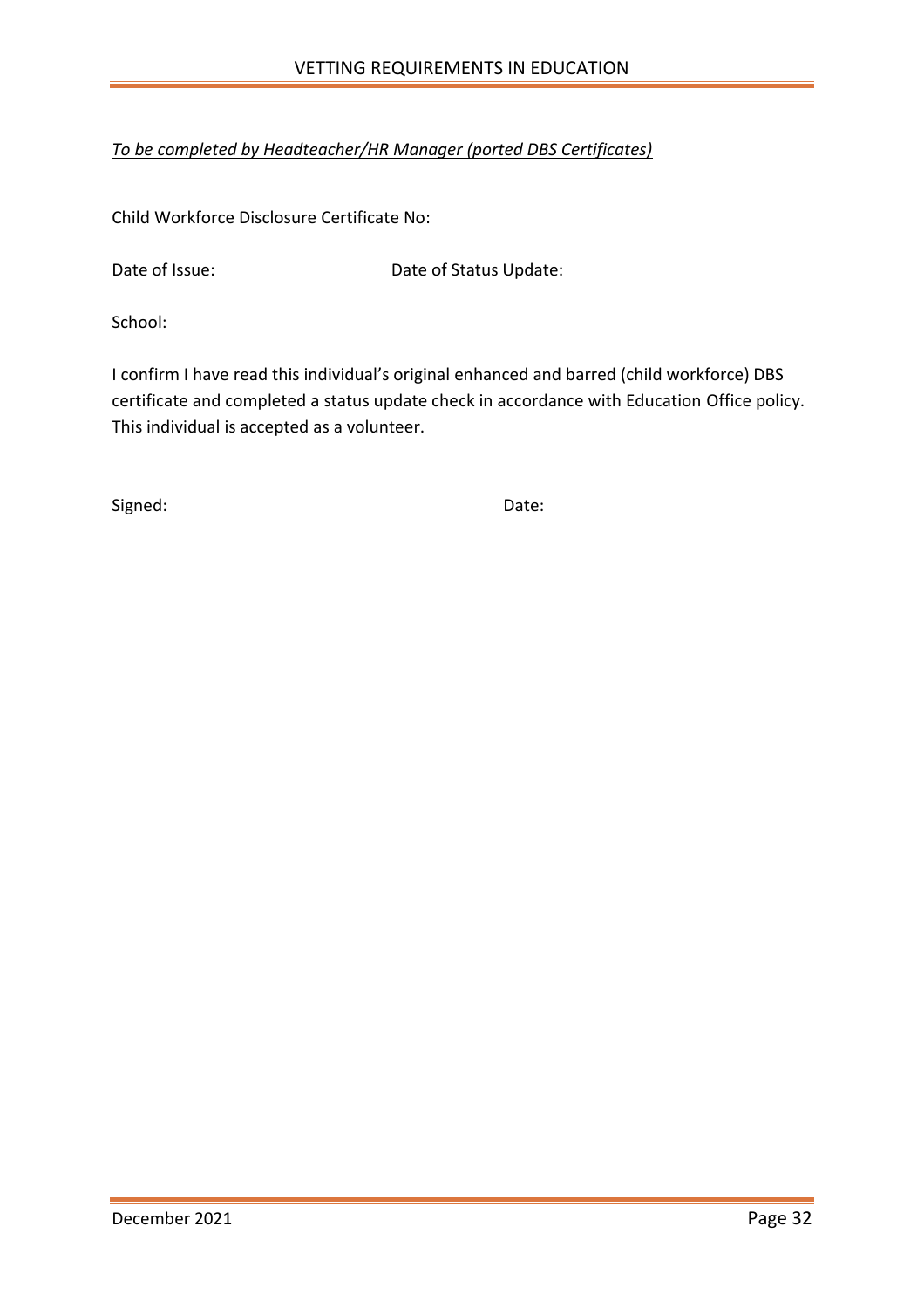*To be completed by Headteacher/HR Manager (ported DBS Certificates)*

Child Workforce Disclosure Certificate No:

Date of Issue: Date of Status Update:

School:

I confirm I have read this individual's original enhanced and barred (child workforce) DBS certificate and completed a status update check in accordance with Education Office policy. This individual is accepted as a volunteer.

Signed: Date: